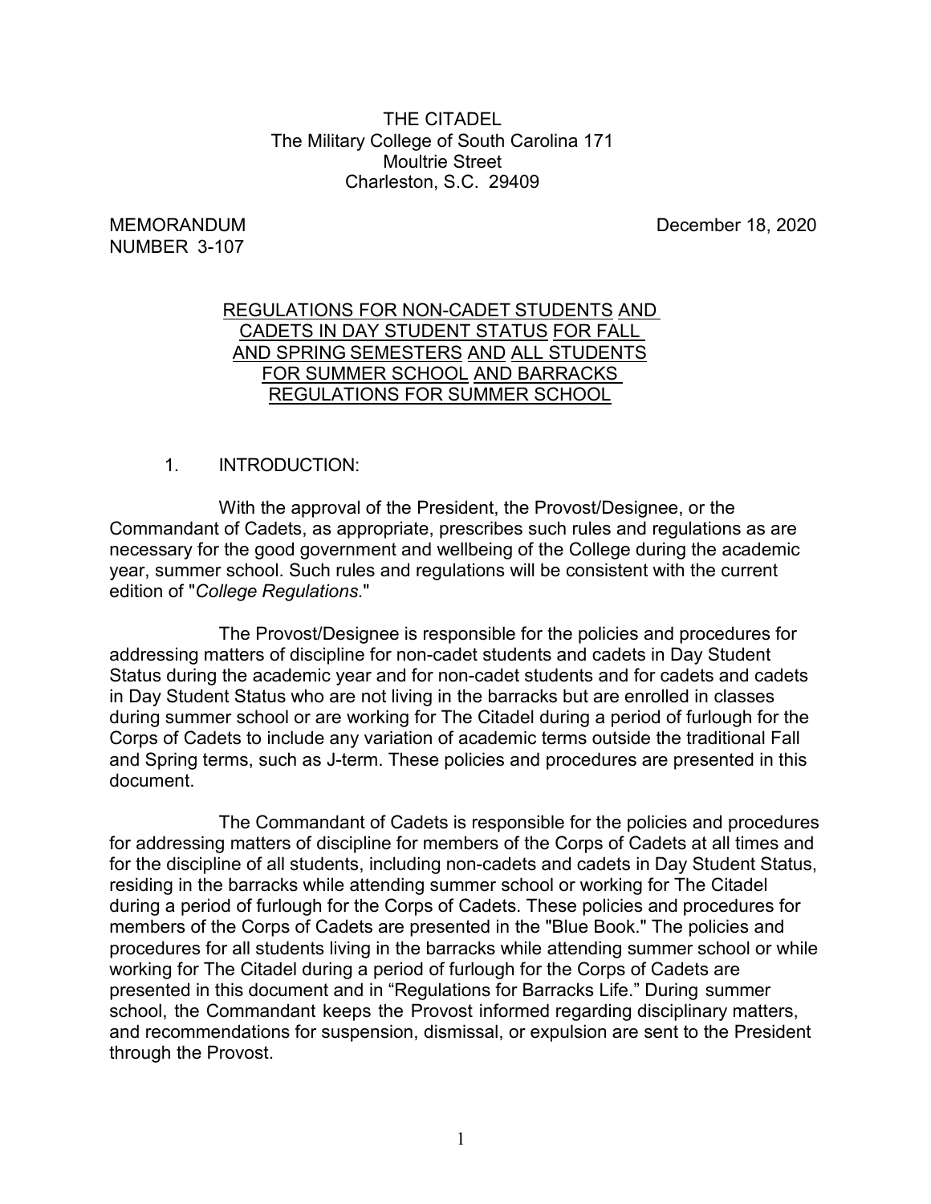THE CITADEL
The Military College of South Carolina 171
Moultrie Street
Charleston, S.C. 29409

MEMORANDUM
NUMBER 3-107

December 18, 2020

# REGULATIONS FOR NON-CADET STUDENTS AND CADETS IN DAY STUDENT STATUS FOR FALL AND SPRING SEMESTERS AND ALL STUDENTS FOR SUMMER SCHOOL AND BARRACKS REGULATIONS FOR SUMMER SCHOOL

## 1. INTRODUCTION:

With the approval of the President, the Provost/Designee, or the Commandant of Cadets, as appropriate, prescribes such rules and regulations as are necessary for the good government and wellbeing of the College during the academic year, summer school. Such rules and regulations will be consistent with the current edition of "*College Regulations*."

The Provost/Designee is responsible for the policies and procedures for addressing matters of discipline for non-cadet students and cadets in Day Student Status during the academic year and for non-cadet students and for cadets and cadets in Day Student Status who are not living in the barracks but are enrolled in classes during summer school or are working for The Citadel during a period of furlough for the Corps of Cadets to include any variation of academic terms outside the traditional Fall and Spring terms, such as J-term. These policies and procedures are presented in this document.

The Commandant of Cadets is responsible for the policies and procedures for addressing matters of discipline for members of the Corps of Cadets at all times and for the discipline of all students, including non-cadets and cadets in Day Student Status, residing in the barracks while attending summer school or working for The Citadel during a period of furlough for the Corps of Cadets. These policies and procedures for members of the Corps of Cadets are presented in the "Blue Book." The policies and procedures for all students living in the barracks while attending summer school or while working for The Citadel during a period of furlough for the Corps of Cadets are presented in this document and in "Regulations for Barracks Life." During summer school, the Commandant keeps the Provost informed regarding disciplinary matters, and recommendations for suspension, dismissal, or expulsion are sent to the President through the Provost.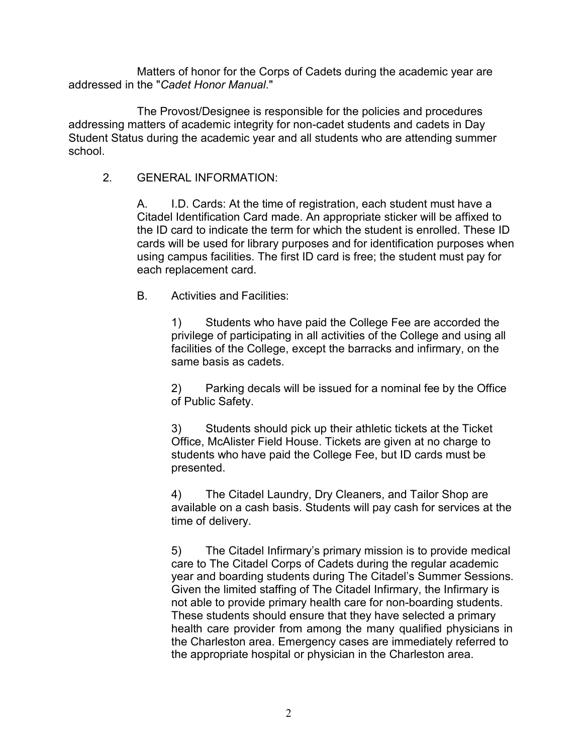Matters of honor for the Corps of Cadets during the academic year are addressed in the "*Cadet Honor Manual*."

The Provost/Designee is responsible for the policies and procedures addressing matters of academic integrity for non-cadet students and cadets in Day Student Status during the academic year and all students who are attending summer school.

2. GENERAL INFORMATION:

A. I.D. Cards: At the time of registration, each student must have a Citadel Identification Card made. An appropriate sticker will be affixed to the ID card to indicate the term for which the student is enrolled. These ID cards will be used for library purposes and for identification purposes when using campus facilities. The first ID card is free; the student must pay for each replacement card.

B. Activities and Facilities:

1) Students who have paid the College Fee are accorded the privilege of participating in all activities of the College and using all facilities of the College, except the barracks and infirmary, on the same basis as cadets.

2) Parking decals will be issued for a nominal fee by the Office of Public Safety.

3) Students should pick up their athletic tickets at the Ticket Office, McAlister Field House. Tickets are given at no charge to students who have paid the College Fee, but ID cards must be presented.

4) The Citadel Laundry, Dry Cleaners, and Tailor Shop are available on a cash basis. Students will pay cash for services at the time of delivery.

5) The Citadel Infirmary's primary mission is to provide medical care to The Citadel Corps of Cadets during the regular academic year and boarding students during The Citadel's Summer Sessions. Given the limited staffing of The Citadel Infirmary, the Infirmary is not able to provide primary health care for non-boarding students. These students should ensure that they have selected a primary health care provider from among the many qualified physicians in the Charleston area. Emergency cases are immediately referred to the appropriate hospital or physician in the Charleston area.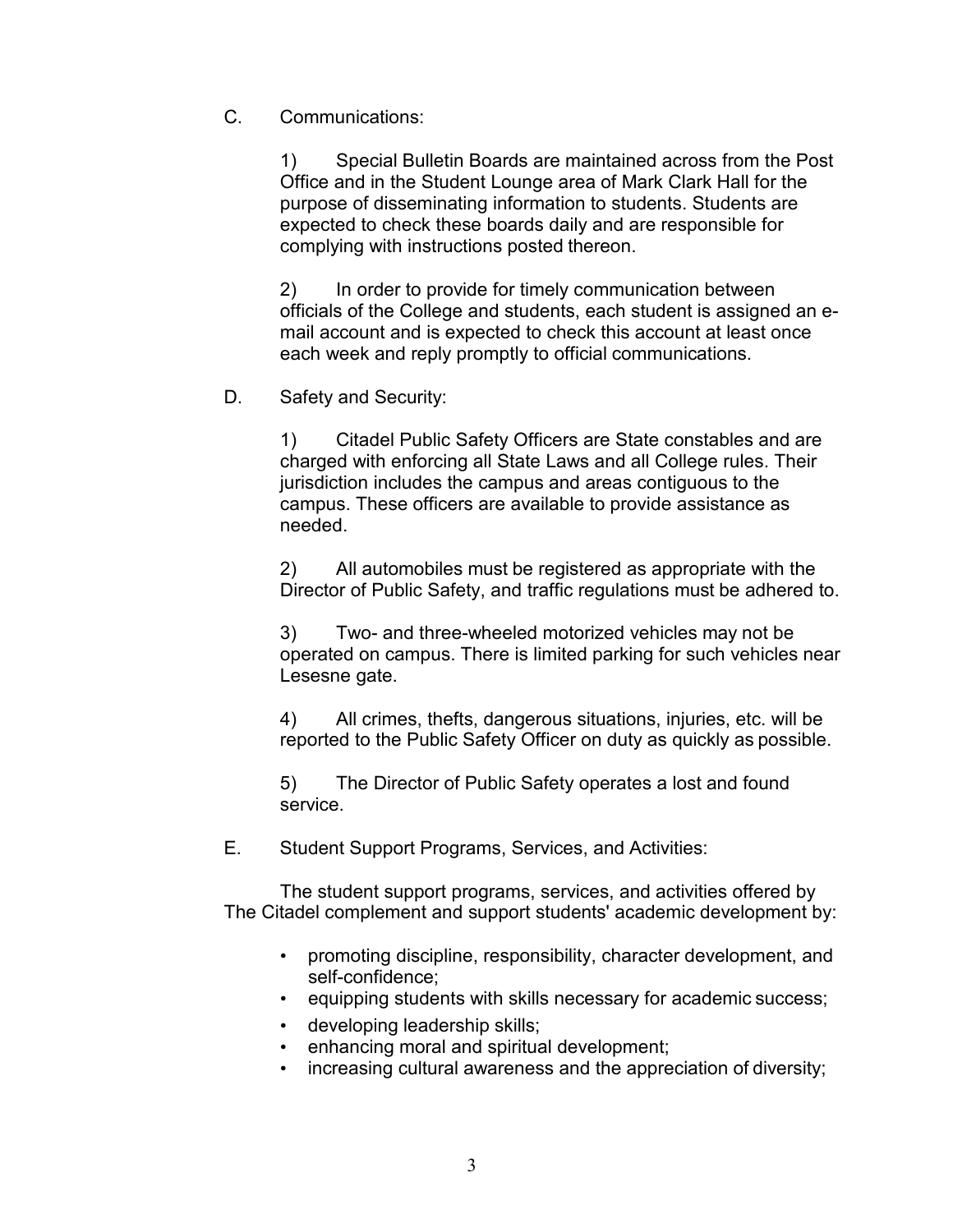C. Communications:

1) Special Bulletin Boards are maintained across from the Post Office and in the Student Lounge area of Mark Clark Hall for the purpose of disseminating information to students. Students are expected to check these boards daily and are responsible for complying with instructions posted thereon.

2) In order to provide for timely communication between officials of the College and students, each student is assigned an e-mail account and is expected to check this account at least once each week and reply promptly to official communications.

D. Safety and Security:

1) Citadel Public Safety Officers are State constables and are charged with enforcing all State Laws and all College rules. Their jurisdiction includes the campus and areas contiguous to the campus. These officers are available to provide assistance as needed.

2) All automobiles must be registered as appropriate with the Director of Public Safety, and traffic regulations must be adhered to.

3) Two- and three-wheeled motorized vehicles may not be operated on campus. There is limited parking for such vehicles near Lesesne gate.

4) All crimes, thefts, dangerous situations, injuries, etc. will be reported to the Public Safety Officer on duty as quickly as possible.

5) The Director of Public Safety operates a lost and found service.

E. Student Support Programs, Services, and Activities:

The student support programs, services, and activities offered by The Citadel complement and support students' academic development by:

- promoting discipline, responsibility, character development, and self-confidence;
- equipping students with skills necessary for academic success;
- developing leadership skills;
- enhancing moral and spiritual development;
- increasing cultural awareness and the appreciation of diversity;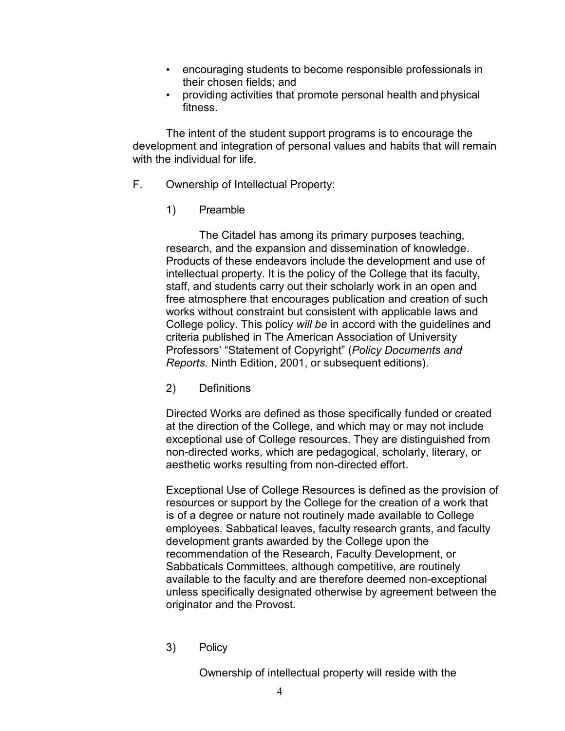- encouraging students to become responsible professionals in their chosen fields; and
- providing activities that promote personal health and physical fitness.

The intent of the student support programs is to encourage the development and integration of personal values and habits that will remain with the individual for life.

F. Ownership of Intellectual Property:

1) Preamble

The Citadel has among its primary purposes teaching, research, and the expansion and dissemination of knowledge. Products of these endeavors include the development and use of intellectual property. It is the policy of the College that its faculty, staff, and students carry out their scholarly work in an open and free atmosphere that encourages publication and creation of such works without constraint but consistent with applicable laws and College policy. This policy *will be* in accord with the guidelines and criteria published in The American Association of University Professors' "Statement of Copyright" (*Policy Documents and Reports.* Ninth Edition, 2001, or subsequent editions).

2) Definitions

Directed Works are defined as those specifically funded or created at the direction of the College, and which may or may not include exceptional use of College resources. They are distinguished from non-directed works, which are pedagogical, scholarly, literary, or aesthetic works resulting from non-directed effort.

Exceptional Use of College Resources is defined as the provision of resources or support by the College for the creation of a work that is of a degree or nature not routinely made available to College employees. Sabbatical leaves, faculty research grants, and faculty development grants awarded by the College upon the recommendation of the Research, Faculty Development, or Sabbaticals Committees, although competitive, are routinely available to the faculty and are therefore deemed non-exceptional unless specifically designated otherwise by agreement between the originator and the Provost.

3) Policy

Ownership of intellectual property will reside with the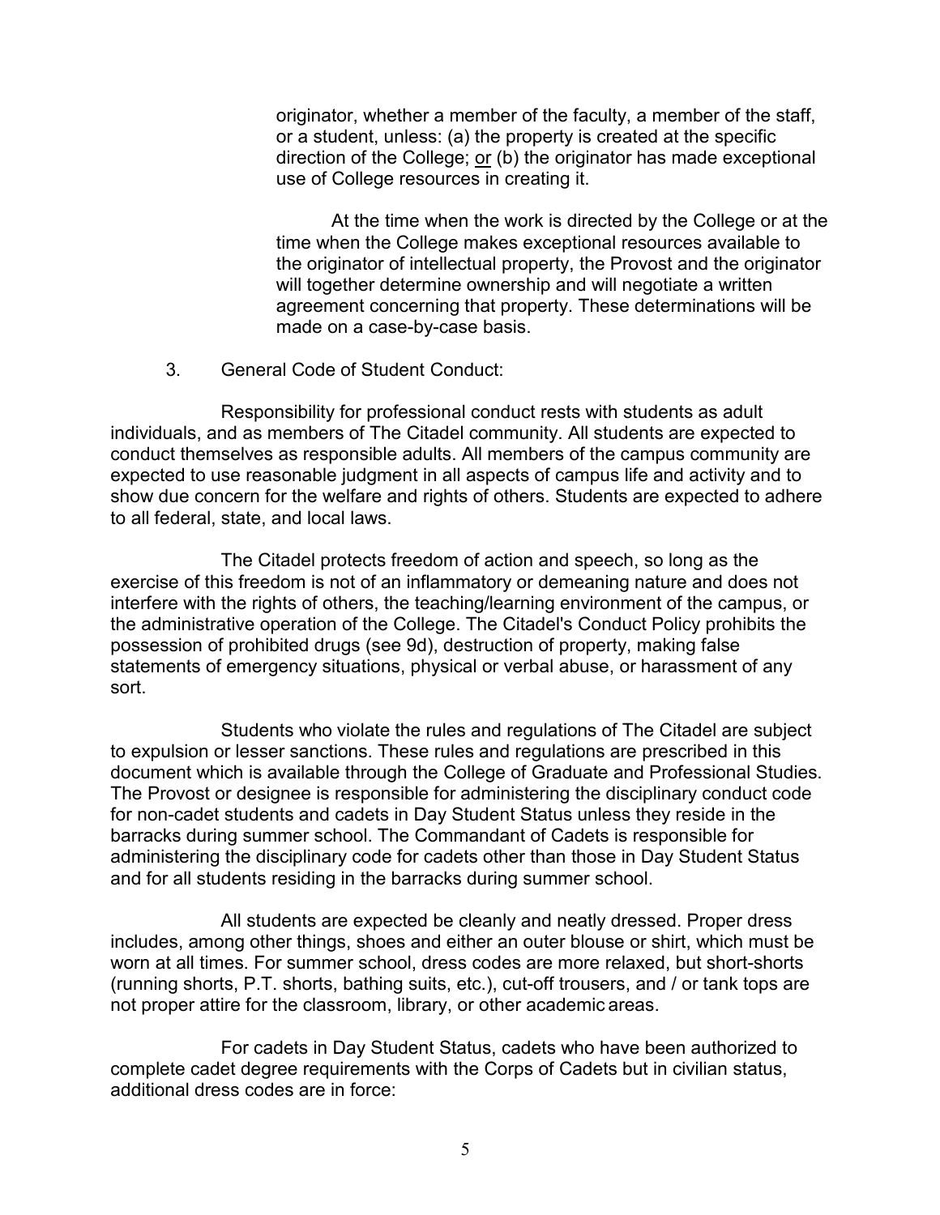originator, whether a member of the faculty, a member of the staff, or a student, unless: (a) the property is created at the specific direction of the College; <u>or</u> (b) the originator has made exceptional use of College resources in creating it.

At the time when the work is directed by the College or at the time when the College makes exceptional resources available to the originator of intellectual property, the Provost and the originator will together determine ownership and will negotiate a written agreement concerning that property. These determinations will be made on a case-by-case basis.

3. General Code of Student Conduct:

Responsibility for professional conduct rests with students as adult individuals, and as members of The Citadel community. All students are expected to conduct themselves as responsible adults. All members of the campus community are expected to use reasonable judgment in all aspects of campus life and activity and to show due concern for the welfare and rights of others. Students are expected to adhere to all federal, state, and local laws.

The Citadel protects freedom of action and speech, so long as the exercise of this freedom is not of an inflammatory or demeaning nature and does not interfere with the rights of others, the teaching/learning environment of the campus, or the administrative operation of the College. The Citadel's Conduct Policy prohibits the possession of prohibited drugs (see 9d), destruction of property, making false statements of emergency situations, physical or verbal abuse, or harassment of any sort.

Students who violate the rules and regulations of The Citadel are subject to expulsion or lesser sanctions. These rules and regulations are prescribed in this document which is available through the College of Graduate and Professional Studies. The Provost or designee is responsible for administering the disciplinary conduct code for non-cadet students and cadets in Day Student Status unless they reside in the barracks during summer school. The Commandant of Cadets is responsible for administering the disciplinary code for cadets other than those in Day Student Status and for all students residing in the barracks during summer school.

All students are expected be cleanly and neatly dressed. Proper dress includes, among other things, shoes and either an outer blouse or shirt, which must be worn at all times. For summer school, dress codes are more relaxed, but short-shorts (running shorts, P.T. shorts, bathing suits, etc.), cut-off trousers, and / or tank tops are not proper attire for the classroom, library, or other academic areas.

For cadets in Day Student Status, cadets who have been authorized to complete cadet degree requirements with the Corps of Cadets but in civilian status, additional dress codes are in force: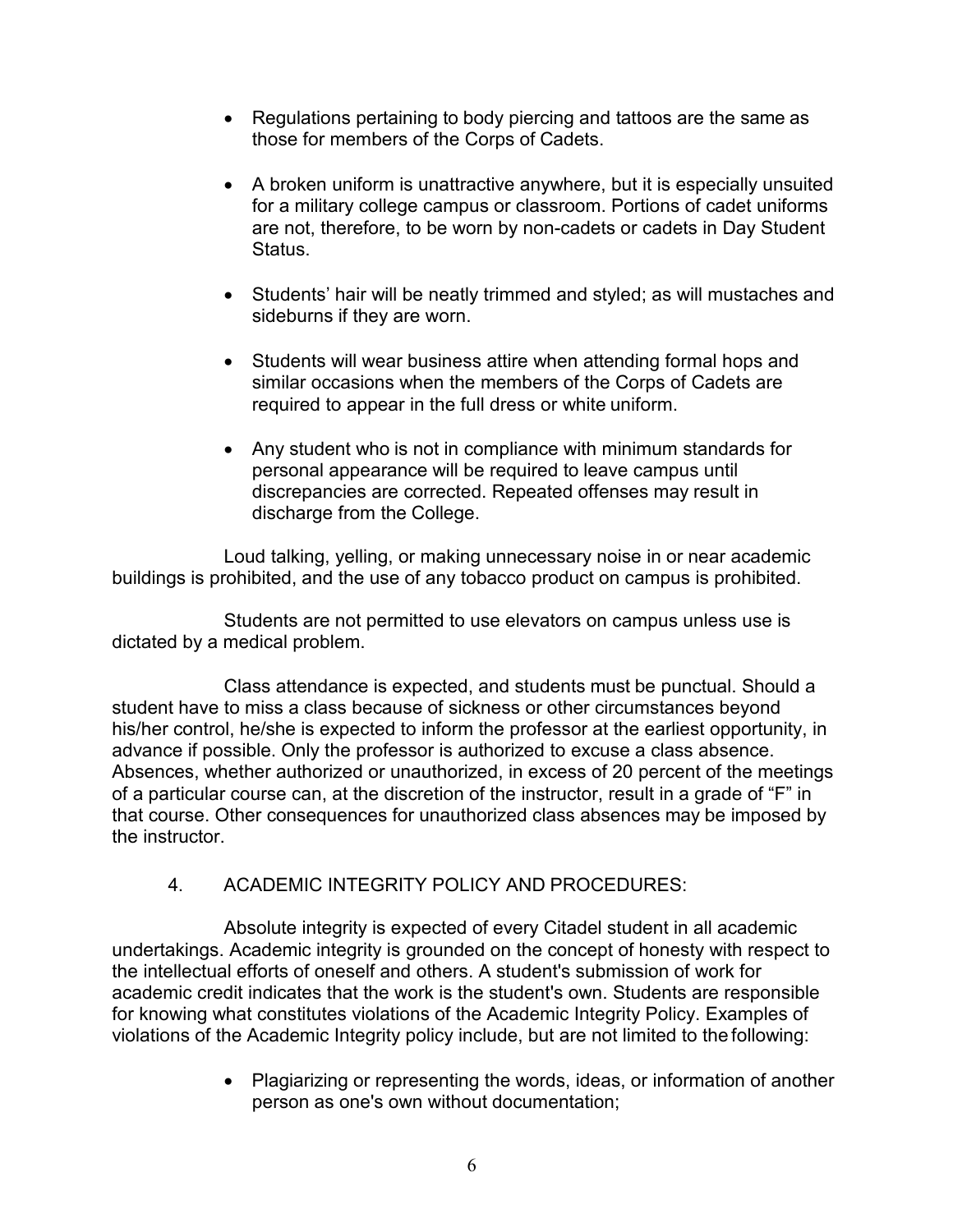- Regulations pertaining to body piercing and tattoos are the same as those for members of the Corps of Cadets.

- A broken uniform is unattractive anywhere, but it is especially unsuited for a military college campus or classroom. Portions of cadet uniforms are not, therefore, to be worn by non-cadets or cadets in Day Student Status.

- Students' hair will be neatly trimmed and styled; as will mustaches and sideburns if they are worn.

- Students will wear business attire when attending formal hops and similar occasions when the members of the Corps of Cadets are required to appear in the full dress or white uniform.

- Any student who is not in compliance with minimum standards for personal appearance will be required to leave campus until discrepancies are corrected. Repeated offenses may result in discharge from the College.

Loud talking, yelling, or making unnecessary noise in or near academic buildings is prohibited, and the use of any tobacco product on campus is prohibited.

Students are not permitted to use elevators on campus unless use is dictated by a medical problem.

Class attendance is expected, and students must be punctual. Should a student have to miss a class because of sickness or other circumstances beyond his/her control, he/she is expected to inform the professor at the earliest opportunity, in advance if possible. Only the professor is authorized to excuse a class absence. Absences, whether authorized or unauthorized, in excess of 20 percent of the meetings of a particular course can, at the discretion of the instructor, result in a grade of "F" in that course. Other consequences for unauthorized class absences may be imposed by the instructor.

## 4. ACADEMIC INTEGRITY POLICY AND PROCEDURES:

Absolute integrity is expected of every Citadel student in all academic undertakings. Academic integrity is grounded on the concept of honesty with respect to the intellectual efforts of oneself and others. A student's submission of work for academic credit indicates that the work is the student's own. Students are responsible for knowing what constitutes violations of the Academic Integrity Policy. Examples of violations of the Academic Integrity policy include, but are not limited to the following:

- Plagiarizing or representing the words, ideas, or information of another person as one's own without documentation;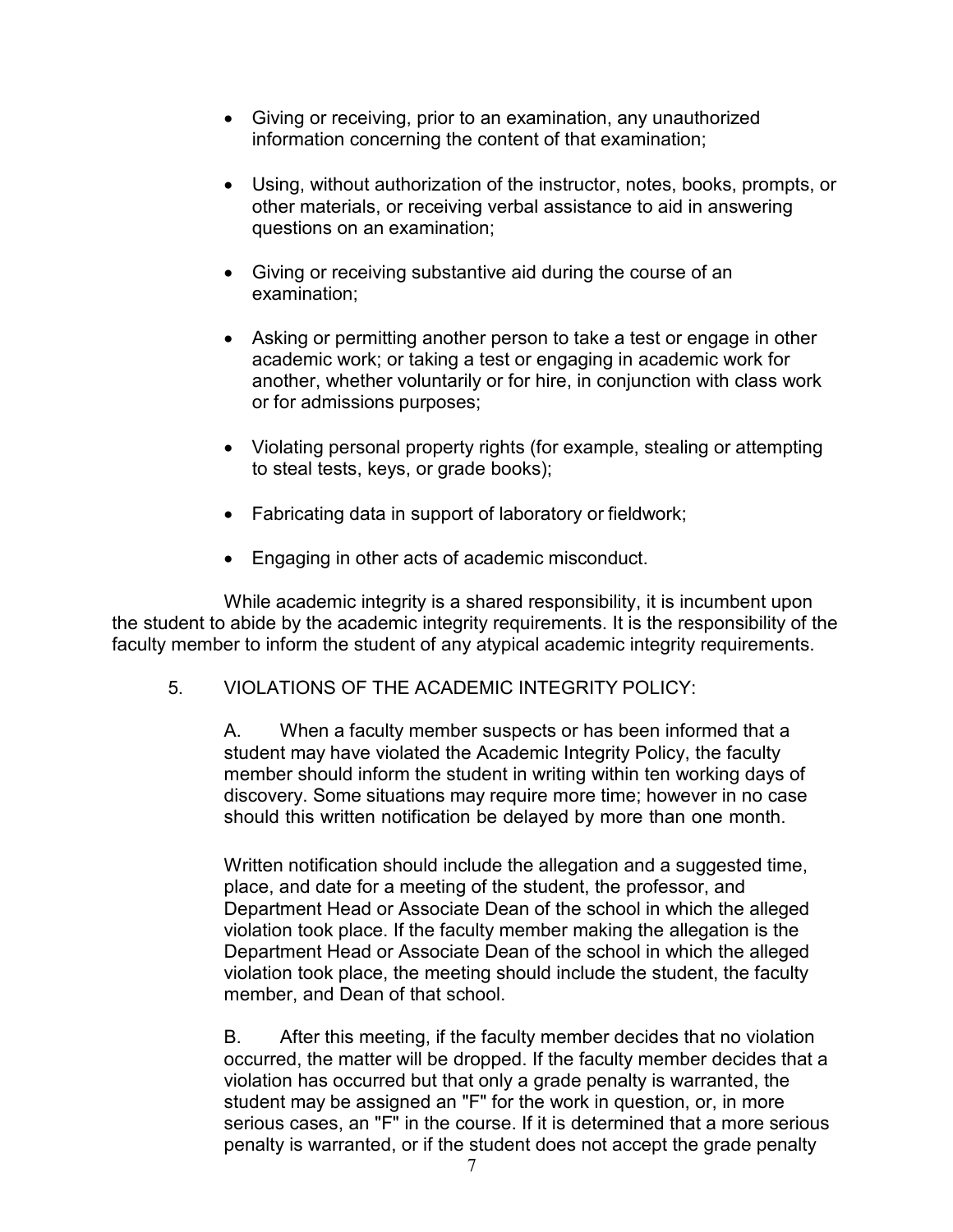- Giving or receiving, prior to an examination, any unauthorized information concerning the content of that examination;

- Using, without authorization of the instructor, notes, books, prompts, or other materials, or receiving verbal assistance to aid in answering questions on an examination;

- Giving or receiving substantive aid during the course of an examination;

- Asking or permitting another person to take a test or engage in other academic work; or taking a test or engaging in academic work for another, whether voluntarily or for hire, in conjunction with class work or for admissions purposes;

- Violating personal property rights (for example, stealing or attempting to steal tests, keys, or grade books);

- Fabricating data in support of laboratory or fieldwork;

- Engaging in other acts of academic misconduct.

While academic integrity is a shared responsibility, it is incumbent upon the student to abide by the academic integrity requirements. It is the responsibility of the faculty member to inform the student of any atypical academic integrity requirements.

5. VIOLATIONS OF THE ACADEMIC INTEGRITY POLICY:

A. When a faculty member suspects or has been informed that a student may have violated the Academic Integrity Policy, the faculty member should inform the student in writing within ten working days of discovery. Some situations may require more time; however in no case should this written notification be delayed by more than one month.

Written notification should include the allegation and a suggested time, place, and date for a meeting of the student, the professor, and Department Head or Associate Dean of the school in which the alleged violation took place. If the faculty member making the allegation is the Department Head or Associate Dean of the school in which the alleged violation took place, the meeting should include the student, the faculty member, and Dean of that school.

B. After this meeting, if the faculty member decides that no violation occurred, the matter will be dropped. If the faculty member decides that a violation has occurred but that only a grade penalty is warranted, the student may be assigned an "F" for the work in question, or, in more serious cases, an "F" in the course. If it is determined that a more serious penalty is warranted, or if the student does not accept the grade penalty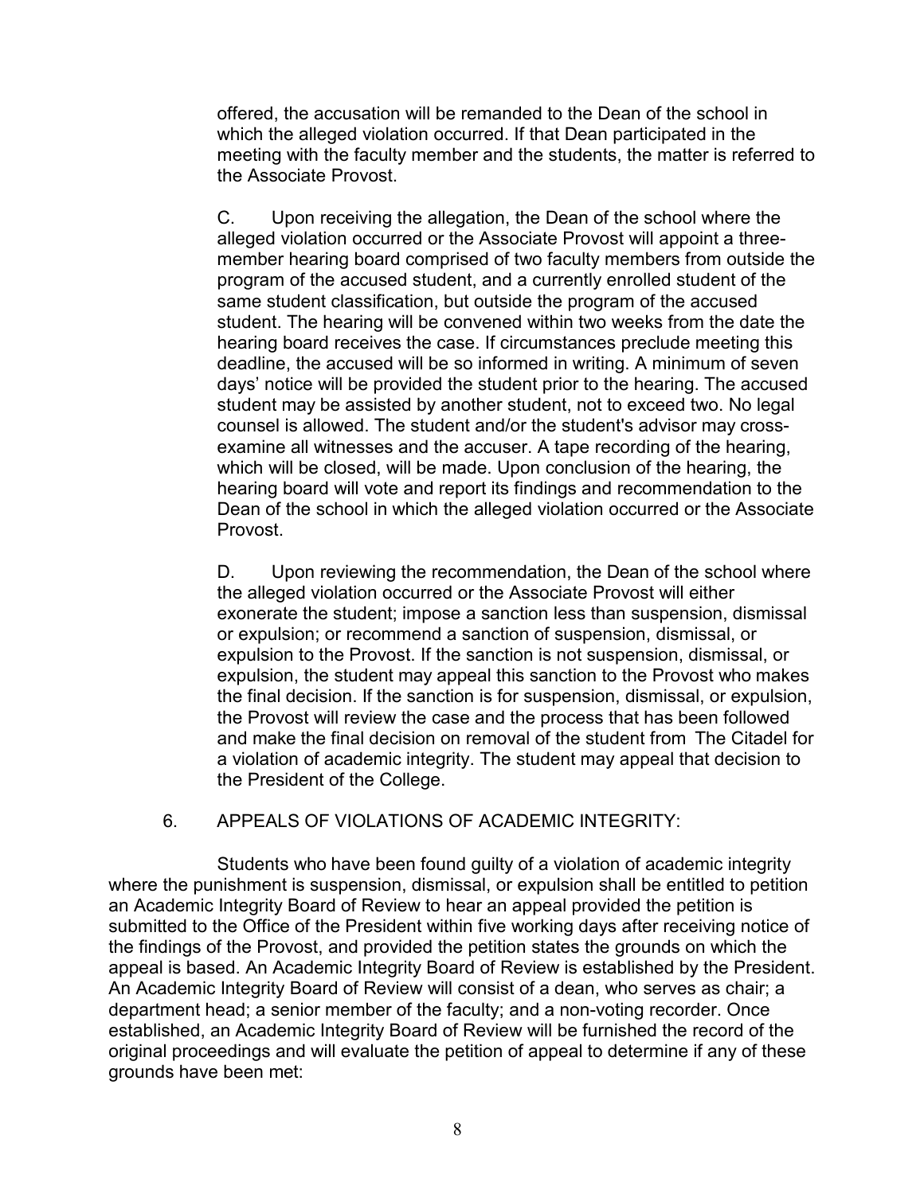offered, the accusation will be remanded to the Dean of the school in which the alleged violation occurred. If that Dean participated in the meeting with the faculty member and the students, the matter is referred to the Associate Provost.

C. Upon receiving the allegation, the Dean of the school where the alleged violation occurred or the Associate Provost will appoint a three-member hearing board comprised of two faculty members from outside the program of the accused student, and a currently enrolled student of the same student classification, but outside the program of the accused student. The hearing will be convened within two weeks from the date the hearing board receives the case. If circumstances preclude meeting this deadline, the accused will be so informed in writing. A minimum of seven days' notice will be provided the student prior to the hearing. The accused student may be assisted by another student, not to exceed two. No legal counsel is allowed. The student and/or the student's advisor may cross-examine all witnesses and the accuser. A tape recording of the hearing, which will be closed, will be made. Upon conclusion of the hearing, the hearing board will vote and report its findings and recommendation to the Dean of the school in which the alleged violation occurred or the Associate Provost.

D. Upon reviewing the recommendation, the Dean of the school where the alleged violation occurred or the Associate Provost will either exonerate the student; impose a sanction less than suspension, dismissal or expulsion; or recommend a sanction of suspension, dismissal, or expulsion to the Provost. If the sanction is not suspension, dismissal, or expulsion, the student may appeal this sanction to the Provost who makes the final decision. If the sanction is for suspension, dismissal, or expulsion, the Provost will review the case and the process that has been followed and make the final decision on removal of the student from The Citadel for a violation of academic integrity. The student may appeal that decision to the President of the College.

6. APPEALS OF VIOLATIONS OF ACADEMIC INTEGRITY:

Students who have been found guilty of a violation of academic integrity where the punishment is suspension, dismissal, or expulsion shall be entitled to petition an Academic Integrity Board of Review to hear an appeal provided the petition is submitted to the Office of the President within five working days after receiving notice of the findings of the Provost, and provided the petition states the grounds on which the appeal is based. An Academic Integrity Board of Review is established by the President. An Academic Integrity Board of Review will consist of a dean, who serves as chair; a department head; a senior member of the faculty; and a non-voting recorder. Once established, an Academic Integrity Board of Review will be furnished the record of the original proceedings and will evaluate the petition of appeal to determine if any of these grounds have been met: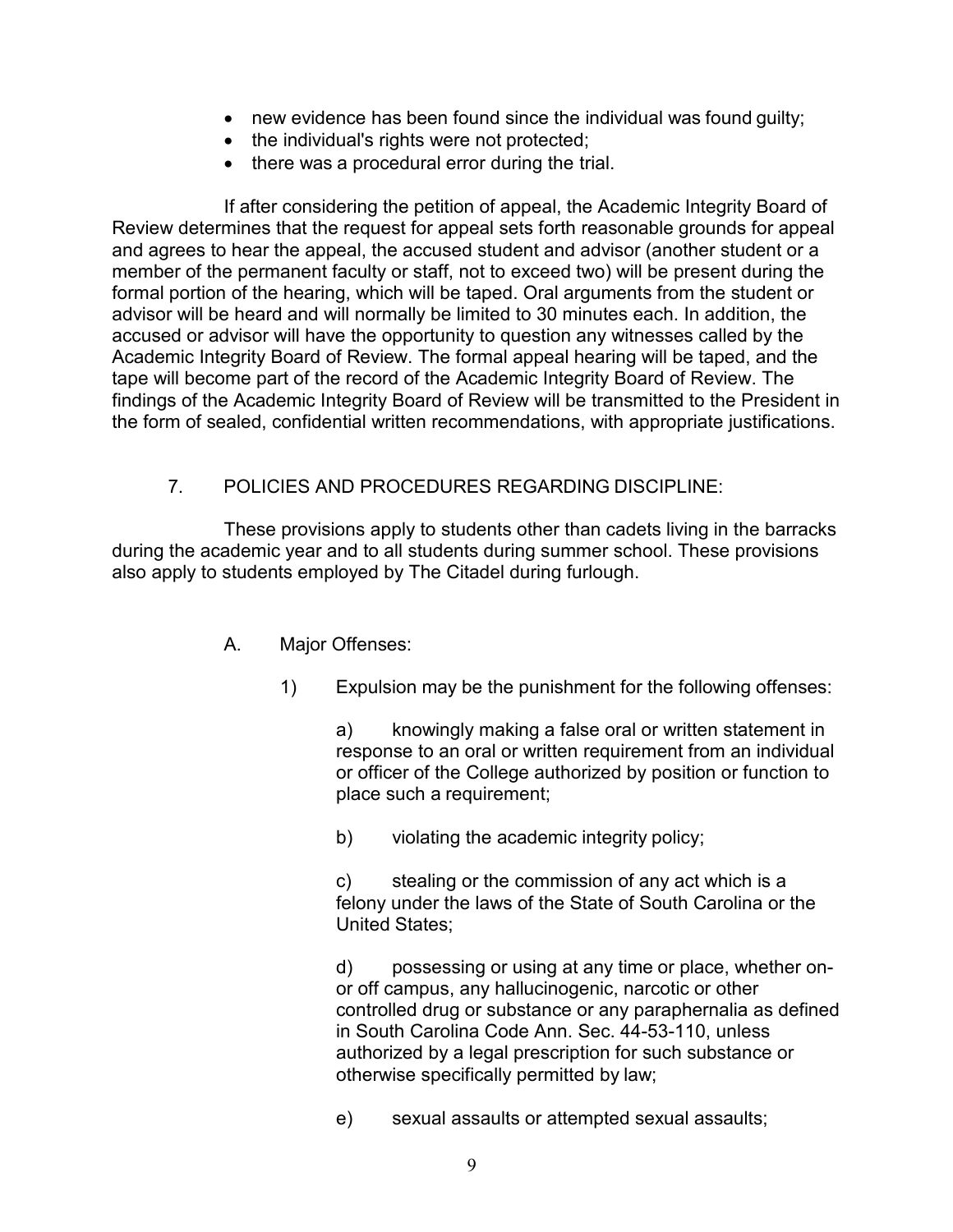- new evidence has been found since the individual was found guilty;
- the individual's rights were not protected;
- there was a procedural error during the trial.

If after considering the petition of appeal, the Academic Integrity Board of Review determines that the request for appeal sets forth reasonable grounds for appeal and agrees to hear the appeal, the accused student and advisor (another student or a member of the permanent faculty or staff, not to exceed two) will be present during the formal portion of the hearing, which will be taped. Oral arguments from the student or advisor will be heard and will normally be limited to 30 minutes each. In addition, the accused or advisor will have the opportunity to question any witnesses called by the Academic Integrity Board of Review. The formal appeal hearing will be taped, and the tape will become part of the record of the Academic Integrity Board of Review. The findings of the Academic Integrity Board of Review will be transmitted to the President in the form of sealed, confidential written recommendations, with appropriate justifications.

## 7. POLICIES AND PROCEDURES REGARDING DISCIPLINE:

These provisions apply to students other than cadets living in the barracks during the academic year and to all students during summer school. These provisions also apply to students employed by The Citadel during furlough.

### A. Major Offenses:

1) Expulsion may be the punishment for the following offenses:

a) knowingly making a false oral or written statement in response to an oral or written requirement from an individual or officer of the College authorized by position or function to place such a requirement;

b) violating the academic integrity policy;

c) stealing or the commission of any act which is a felony under the laws of the State of South Carolina or the United States;

d) possessing or using at any time or place, whether on- or off campus, any hallucinogenic, narcotic or other controlled drug or substance or any paraphernalia as defined in South Carolina Code Ann. Sec. 44-53-110, unless authorized by a legal prescription for such substance or otherwise specifically permitted by law;

e) sexual assaults or attempted sexual assaults;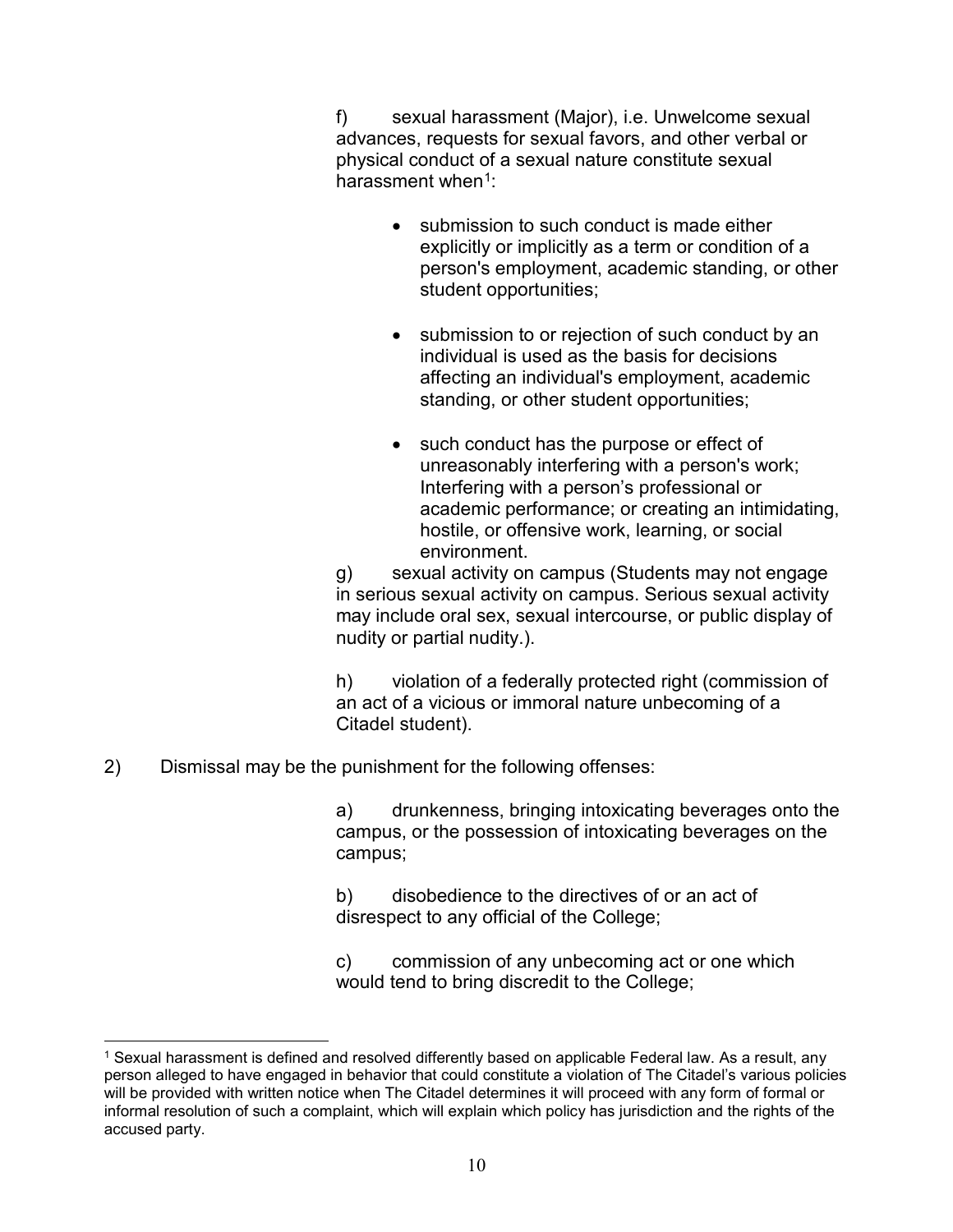f) sexual harassment (Major), i.e. Unwelcome sexual advances, requests for sexual favors, and other verbal or physical conduct of a sexual nature constitute sexual harassment when[1]:

- submission to such conduct is made either explicitly or implicitly as a term or condition of a person's employment, academic standing, or other student opportunities;
- submission to or rejection of such conduct by an individual is used as the basis for decisions affecting an individual's employment, academic standing, or other student opportunities;
- such conduct has the purpose or effect of unreasonably interfering with a person's work; Interfering with a person's professional or academic performance; or creating an intimidating, hostile, or offensive work, learning, or social environment.

g) sexual activity on campus (Students may not engage in serious sexual activity on campus. Serious sexual activity may include oral sex, sexual intercourse, or public display of nudity or partial nudity.).

h) violation of a federally protected right (commission of an act of a vicious or immoral nature unbecoming of a Citadel student).

2) Dismissal may be the punishment for the following offenses:

a) drunkenness, bringing intoxicating beverages onto the campus, or the possession of intoxicating beverages on the campus;

b) disobedience to the directives of or an act of disrespect to any official of the College;

c) commission of any unbecoming act or one which would tend to bring discredit to the College;

---

[1] Sexual harassment is defined and resolved differently based on applicable Federal law. As a result, any person alleged to have engaged in behavior that could constitute a violation of The Citadel's various policies will be provided with written notice when The Citadel determines it will proceed with any form of formal or informal resolution of such a complaint, which will explain which policy has jurisdiction and the rights of the accused party.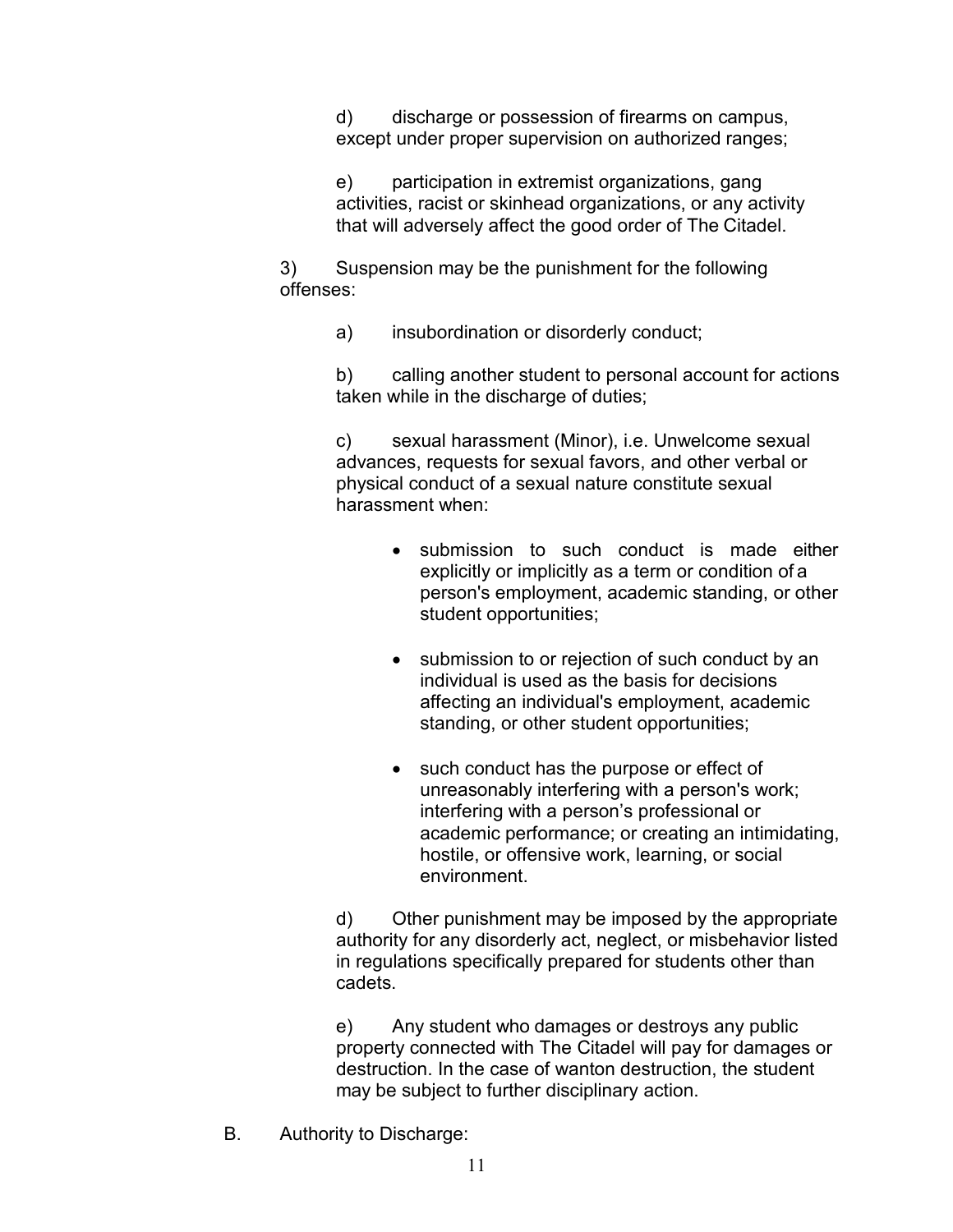d) discharge or possession of firearms on campus, except under proper supervision on authorized ranges;

e) participation in extremist organizations, gang activities, racist or skinhead organizations, or any activity that will adversely affect the good order of The Citadel.

3) Suspension may be the punishment for the following offenses:

a) insubordination or disorderly conduct;

b) calling another student to personal account for actions taken while in the discharge of duties;

c) sexual harassment (Minor), i.e. Unwelcome sexual advances, requests for sexual favors, and other verbal or physical conduct of a sexual nature constitute sexual harassment when:

- submission to such conduct is made either explicitly or implicitly as a term or condition of a person's employment, academic standing, or other student opportunities;
- submission to or rejection of such conduct by an individual is used as the basis for decisions affecting an individual's employment, academic standing, or other student opportunities;
- such conduct has the purpose or effect of unreasonably interfering with a person's work; interfering with a person's professional or academic performance; or creating an intimidating, hostile, or offensive work, learning, or social environment.

d) Other punishment may be imposed by the appropriate authority for any disorderly act, neglect, or misbehavior listed in regulations specifically prepared for students other than cadets.

e) Any student who damages or destroys any public property connected with The Citadel will pay for damages or destruction. In the case of wanton destruction, the student may be subject to further disciplinary action.

B. Authority to Discharge: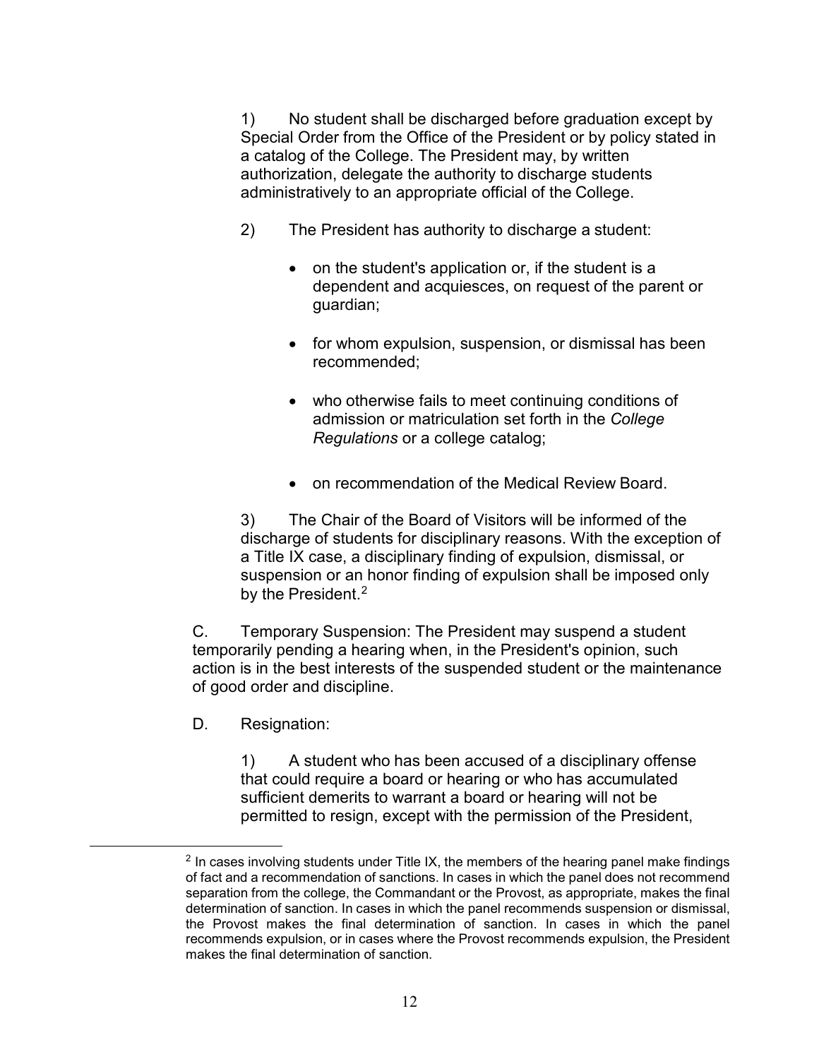1) No student shall be discharged before graduation except by Special Order from the Office of the President or by policy stated in a catalog of the College. The President may, by written authorization, delegate the authority to discharge students administratively to an appropriate official of the College.

2) The President has authority to discharge a student:

- on the student's application or, if the student is a dependent and acquiesces, on request of the parent or guardian;
- for whom expulsion, suspension, or dismissal has been recommended;
- who otherwise fails to meet continuing conditions of admission or matriculation set forth in the *College Regulations* or a college catalog;
- on recommendation of the Medical Review Board.

3) The Chair of the Board of Visitors will be informed of the discharge of students for disciplinary reasons. With the exception of a Title IX case, a disciplinary finding of expulsion, dismissal, or suspension or an honor finding of expulsion shall be imposed only by the President.[2]

C. Temporary Suspension: The President may suspend a student temporarily pending a hearing when, in the President's opinion, such action is in the best interests of the suspended student or the maintenance of good order and discipline.

D. Resignation:

1) A student who has been accused of a disciplinary offense that could require a board or hearing or who has accumulated sufficient demerits to warrant a board or hearing will not be permitted to resign, except with the permission of the President,

---

[2] In cases involving students under Title IX, the members of the hearing panel make findings of fact and a recommendation of sanctions. In cases in which the panel does not recommend separation from the college, the Commandant or the Provost, as appropriate, makes the final determination of sanction. In cases in which the panel recommends suspension or dismissal, the Provost makes the final determination of sanction. In cases in which the panel recommends expulsion, or in cases where the Provost recommends expulsion, the President makes the final determination of sanction.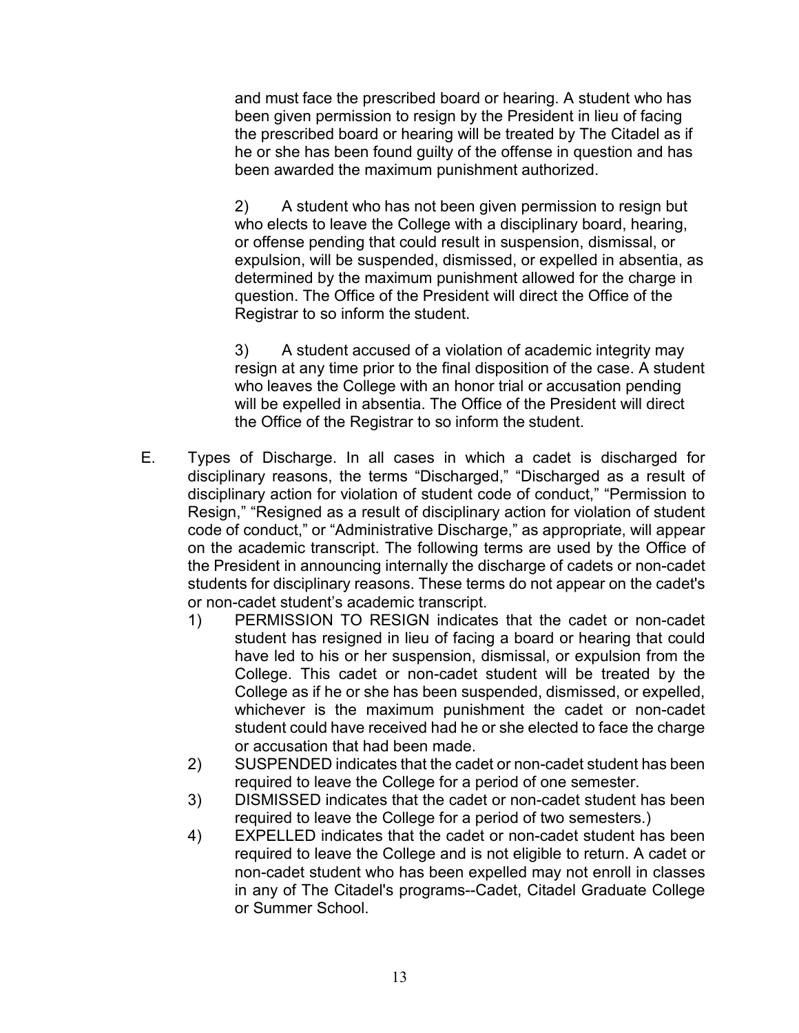and must face the prescribed board or hearing. A student who has been given permission to resign by the President in lieu of facing the prescribed board or hearing will be treated by The Citadel as if he or she has been found guilty of the offense in question and has been awarded the maximum punishment authorized.

2) A student who has not been given permission to resign but who elects to leave the College with a disciplinary board, hearing, or offense pending that could result in suspension, dismissal, or expulsion, will be suspended, dismissed, or expelled in absentia, as determined by the maximum punishment allowed for the charge in question. The Office of the President will direct the Office of the Registrar to so inform the student.

3) A student accused of a violation of academic integrity may resign at any time prior to the final disposition of the case. A student who leaves the College with an honor trial or accusation pending will be expelled in absentia. The Office of the President will direct the Office of the Registrar to so inform the student.

E. Types of Discharge. In all cases in which a cadet is discharged for disciplinary reasons, the terms "Discharged," "Discharged as a result of disciplinary action for violation of student code of conduct," "Permission to Resign," "Resigned as a result of disciplinary action for violation of student code of conduct," or "Administrative Discharge," as appropriate, will appear on the academic transcript. The following terms are used by the Office of the President in announcing internally the discharge of cadets or non-cadet students for disciplinary reasons. These terms do not appear on the cadet's or non-cadet student's academic transcript.

1) PERMISSION TO RESIGN indicates that the cadet or non-cadet student has resigned in lieu of facing a board or hearing that could have led to his or her suspension, dismissal, or expulsion from the College. This cadet or non-cadet student will be treated by the College as if he or she has been suspended, dismissed, or expelled, whichever is the maximum punishment the cadet or non-cadet student could have received had he or she elected to face the charge or accusation that had been made.

2) SUSPENDED indicates that the cadet or non-cadet student has been required to leave the College for a period of one semester.

3) DISMISSED indicates that the cadet or non-cadet student has been required to leave the College for a period of two semesters.)

4) EXPELLED indicates that the cadet or non-cadet student has been required to leave the College and is not eligible to return. A cadet or non-cadet student who has been expelled may not enroll in classes in any of The Citadel's programs--Cadet, Citadel Graduate College or Summer School.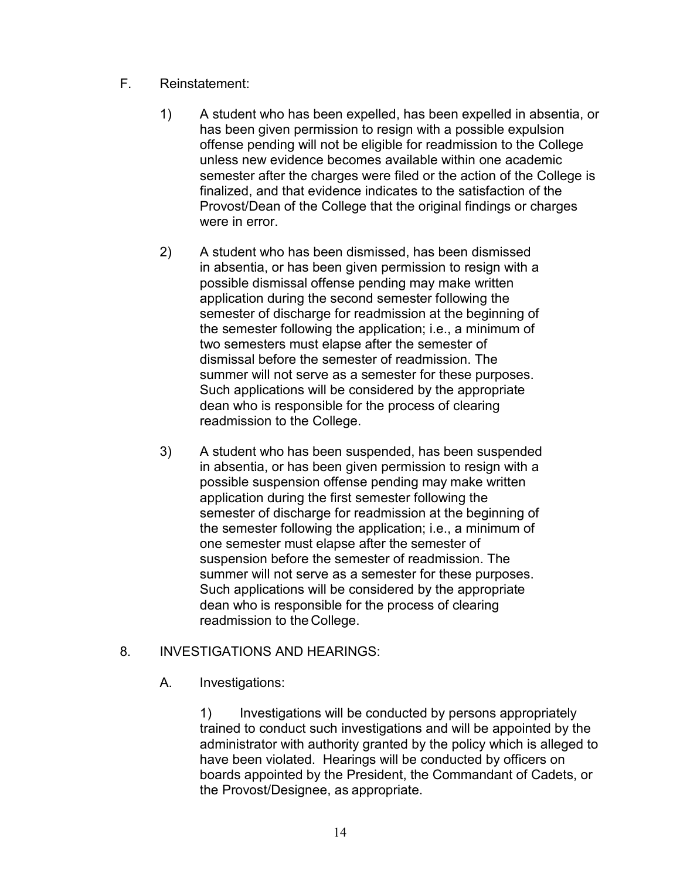F. Reinstatement:

1) A student who has been expelled, has been expelled in absentia, or has been given permission to resign with a possible expulsion offense pending will not be eligible for readmission to the College unless new evidence becomes available within one academic semester after the charges were filed or the action of the College is finalized, and that evidence indicates to the satisfaction of the Provost/Dean of the College that the original findings or charges were in error.

2) A student who has been dismissed, has been dismissed in absentia, or has been given permission to resign with a possible dismissal offense pending may make written application during the second semester following the semester of discharge for readmission at the beginning of the semester following the application; i.e., a minimum of two semesters must elapse after the semester of dismissal before the semester of readmission. The summer will not serve as a semester for these purposes. Such applications will be considered by the appropriate dean who is responsible for the process of clearing readmission to the College.

3) A student who has been suspended, has been suspended in absentia, or has been given permission to resign with a possible suspension offense pending may make written application during the first semester following the semester of discharge for readmission at the beginning of the semester following the application; i.e., a minimum of one semester must elapse after the semester of suspension before the semester of readmission. The summer will not serve as a semester for these purposes. Such applications will be considered by the appropriate dean who is responsible for the process of clearing readmission to the College.

8. INVESTIGATIONS AND HEARINGS:

A. Investigations:

1) Investigations will be conducted by persons appropriately trained to conduct such investigations and will be appointed by the administrator with authority granted by the policy which is alleged to have been violated. Hearings will be conducted by officers on boards appointed by the President, the Commandant of Cadets, or the Provost/Designee, as appropriate.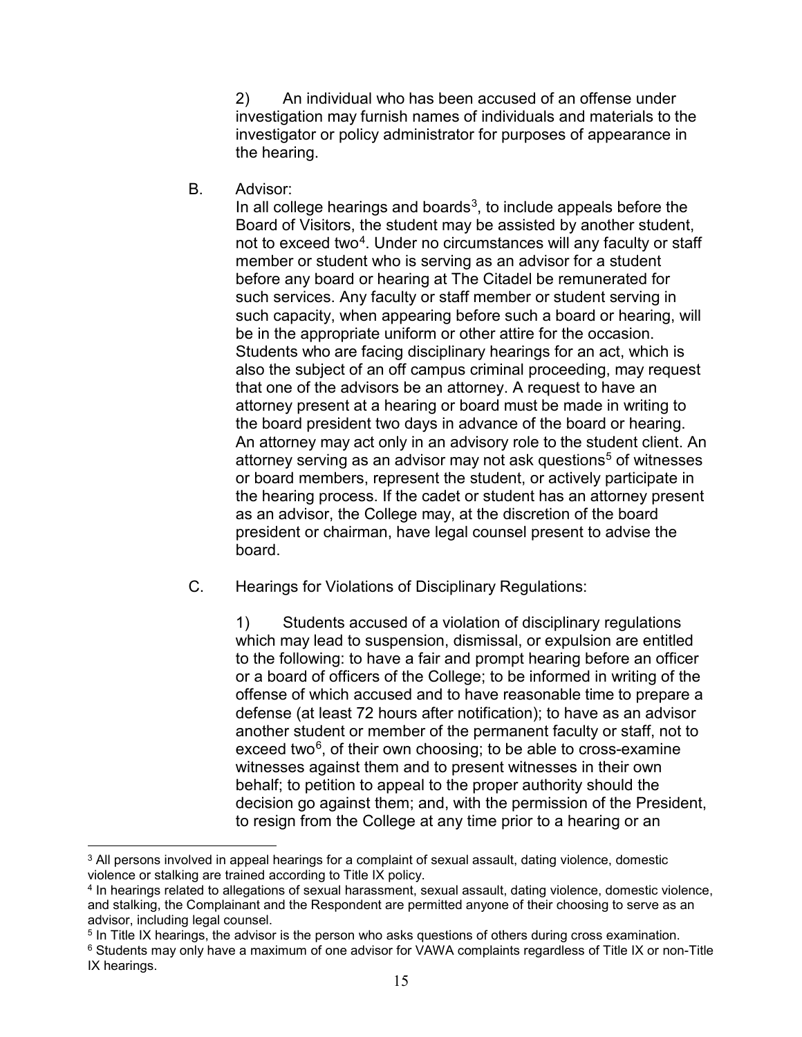2) An individual who has been accused of an offense under investigation may furnish names of individuals and materials to the investigator or policy administrator for purposes of appearance in the hearing.

B. Advisor:

In all college hearings and boards[3], to include appeals before the Board of Visitors, the student may be assisted by another student, not to exceed two[4]. Under no circumstances will any faculty or staff member or student who is serving as an advisor for a student before any board or hearing at The Citadel be remunerated for such services. Any faculty or staff member or student serving in such capacity, when appearing before such a board or hearing, will be in the appropriate uniform or other attire for the occasion. Students who are facing disciplinary hearings for an act, which is also the subject of an off campus criminal proceeding, may request that one of the advisors be an attorney. A request to have an attorney present at a hearing or board must be made in writing to the board president two days in advance of the board or hearing. An attorney may act only in an advisory role to the student client. An attorney serving as an advisor may not ask questions[5] of witnesses or board members, represent the student, or actively participate in the hearing process. If the cadet or student has an attorney present as an advisor, the College may, at the discretion of the board president or chairman, have legal counsel present to advise the board.

C. Hearings for Violations of Disciplinary Regulations:

1) Students accused of a violation of disciplinary regulations which may lead to suspension, dismissal, or expulsion are entitled to the following: to have a fair and prompt hearing before an officer or a board of officers of the College; to be informed in writing of the offense of which accused and to have reasonable time to prepare a defense (at least 72 hours after notification); to have as an advisor another student or member of the permanent faculty or staff, not to exceed two[6], of their own choosing; to be able to cross-examine witnesses against them and to present witnesses in their own behalf; to petition to appeal to the proper authority should the decision go against them; and, with the permission of the President, to resign from the College at any time prior to a hearing or an

---

[3] All persons involved in appeal hearings for a complaint of sexual assault, dating violence, domestic violence or stalking are trained according to Title IX policy.

[4] In hearings related to allegations of sexual harassment, sexual assault, dating violence, domestic violence, and stalking, the Complainant and the Respondent are permitted anyone of their choosing to serve as an advisor, including legal counsel.

[5] In Title IX hearings, the advisor is the person who asks questions of others during cross examination.

[6] Students may only have a maximum of one advisor for VAWA complaints regardless of Title IX or non-Title IX hearings.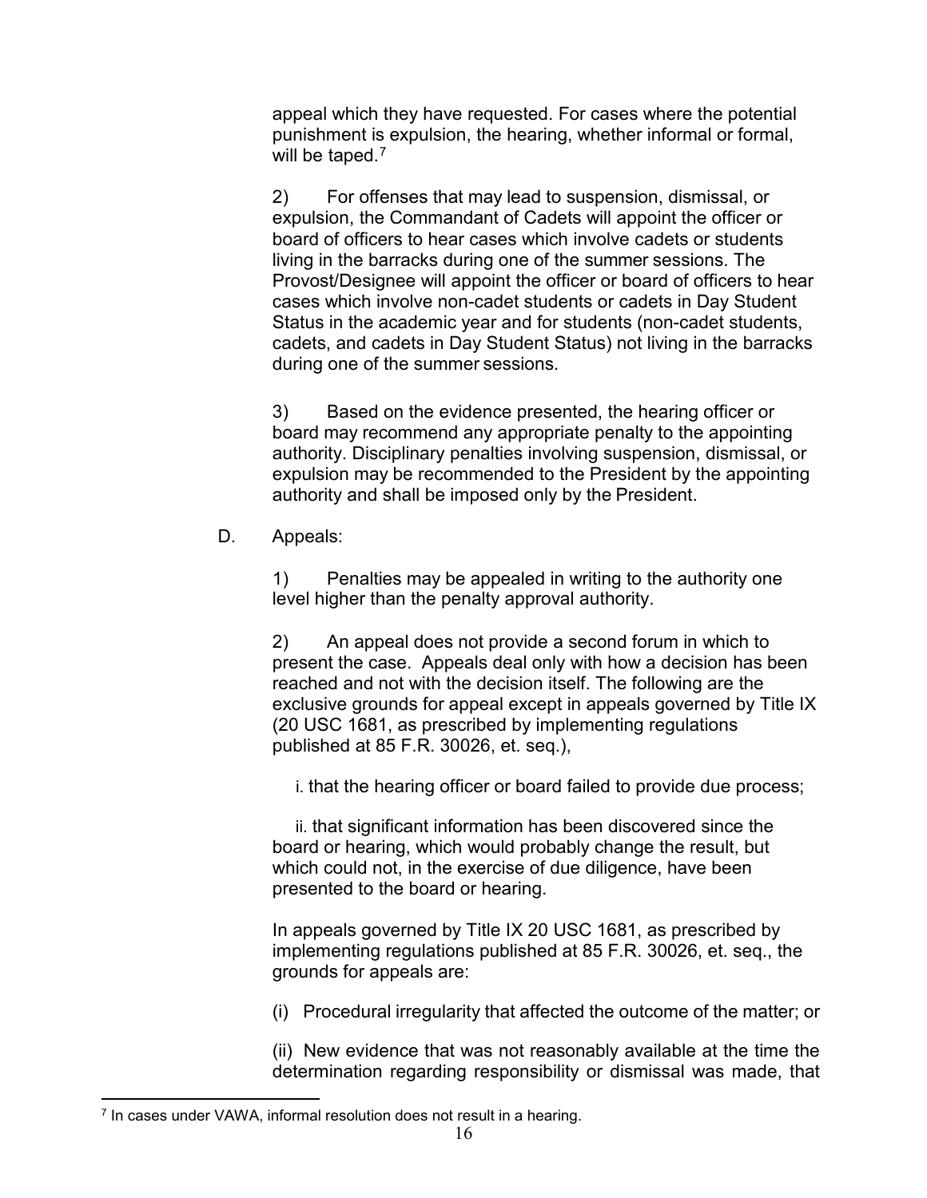appeal which they have requested. For cases where the potential punishment is expulsion, the hearing, whether informal or formal, will be taped.[7]

2) For offenses that may lead to suspension, dismissal, or expulsion, the Commandant of Cadets will appoint the officer or board of officers to hear cases which involve cadets or students living in the barracks during one of the summer sessions. The Provost/Designee will appoint the officer or board of officers to hear cases which involve non-cadet students or cadets in Day Student Status in the academic year and for students (non-cadet students, cadets, and cadets in Day Student Status) not living in the barracks during one of the summer sessions.

3) Based on the evidence presented, the hearing officer or board may recommend any appropriate penalty to the appointing authority. Disciplinary penalties involving suspension, dismissal, or expulsion may be recommended to the President by the appointing authority and shall be imposed only by the President.

D. Appeals:

1) Penalties may be appealed in writing to the authority one level higher than the penalty approval authority.

2) An appeal does not provide a second forum in which to present the case. Appeals deal only with how a decision has been reached and not with the decision itself. The following are the exclusive grounds for appeal except in appeals governed by Title IX (20 USC 1681, as prescribed by implementing regulations published at 85 F.R. 30026, et. seq.),

i. that the hearing officer or board failed to provide due process;

ii. that significant information has been discovered since the board or hearing, which would probably change the result, but which could not, in the exercise of due diligence, have been presented to the board or hearing.

In appeals governed by Title IX 20 USC 1681, as prescribed by implementing regulations published at 85 F.R. 30026, et. seq., the grounds for appeals are:

(i) Procedural irregularity that affected the outcome of the matter; or

(ii) New evidence that was not reasonably available at the time the determination regarding responsibility or dismissal was made, that

[7] In cases under VAWA, informal resolution does not result in a hearing.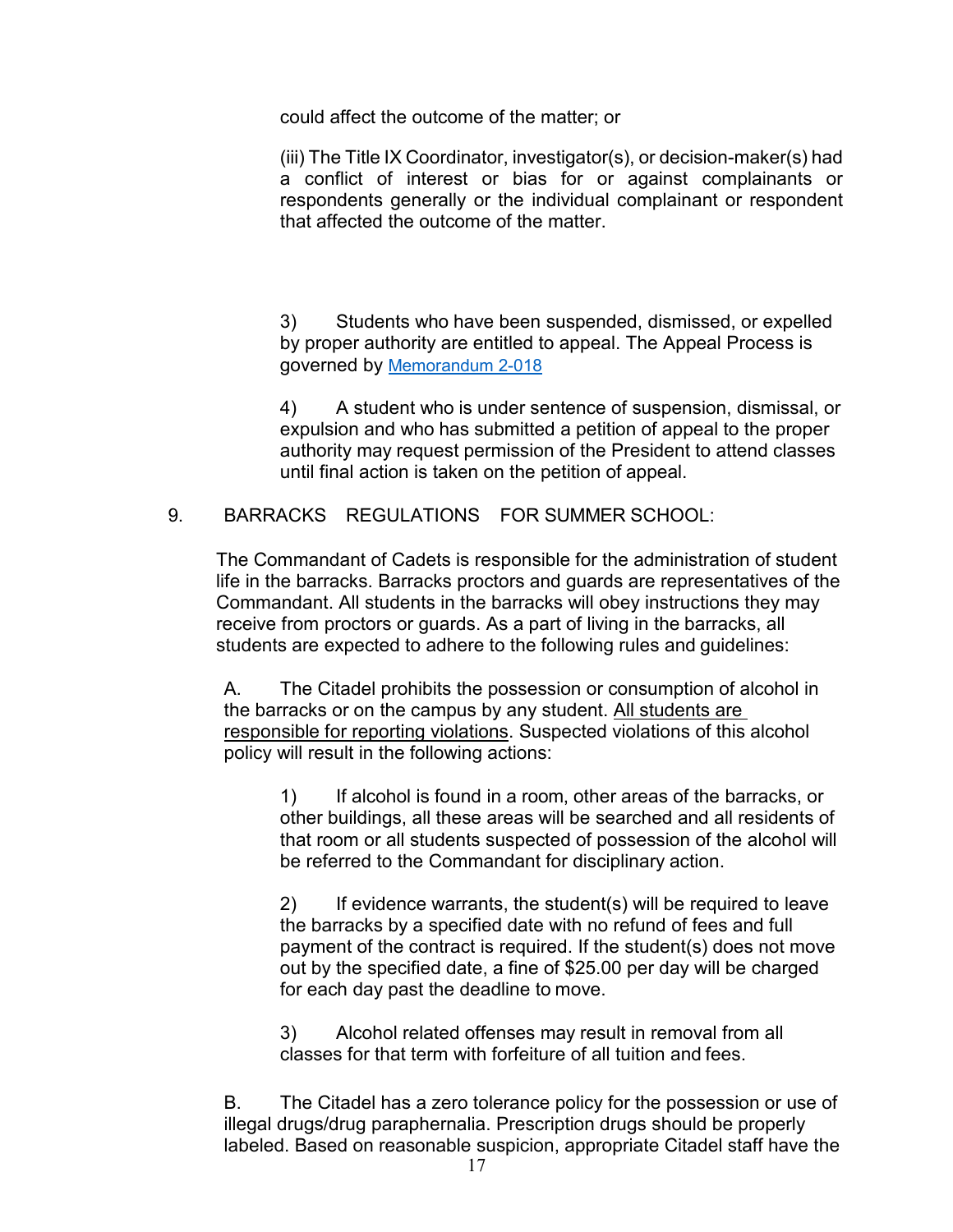could affect the outcome of the matter; or

(iii) The Title IX Coordinator, investigator(s), or decision-maker(s) had a conflict of interest or bias for or against complainants or respondents generally or the individual complainant or respondent that affected the outcome of the matter.

3) Students who have been suspended, dismissed, or expelled by proper authority are entitled to appeal. The Appeal Process is governed by Memorandum 2-018

4) A student who is under sentence of suspension, dismissal, or expulsion and who has submitted a petition of appeal to the proper authority may request permission of the President to attend classes until final action is taken on the petition of appeal.

## 9. BARRACKS REGULATIONS FOR SUMMER SCHOOL:

The Commandant of Cadets is responsible for the administration of student life in the barracks. Barracks proctors and guards are representatives of the Commandant. All students in the barracks will obey instructions they may receive from proctors or guards. As a part of living in the barracks, all students are expected to adhere to the following rules and guidelines:

A. The Citadel prohibits the possession or consumption of alcohol in the barracks or on the campus by any student. All students are responsible for reporting violations. Suspected violations of this alcohol policy will result in the following actions:

1) If alcohol is found in a room, other areas of the barracks, or other buildings, all these areas will be searched and all residents of that room or all students suspected of possession of the alcohol will be referred to the Commandant for disciplinary action.

2) If evidence warrants, the student(s) will be required to leave the barracks by a specified date with no refund of fees and full payment of the contract is required. If the student(s) does not move out by the specified date, a fine of $25.00 per day will be charged for each day past the deadline to move.

3) Alcohol related offenses may result in removal from all classes for that term with forfeiture of all tuition and fees.

B. The Citadel has a zero tolerance policy for the possession or use of illegal drugs/drug paraphernalia. Prescription drugs should be properly labeled. Based on reasonable suspicion, appropriate Citadel staff have the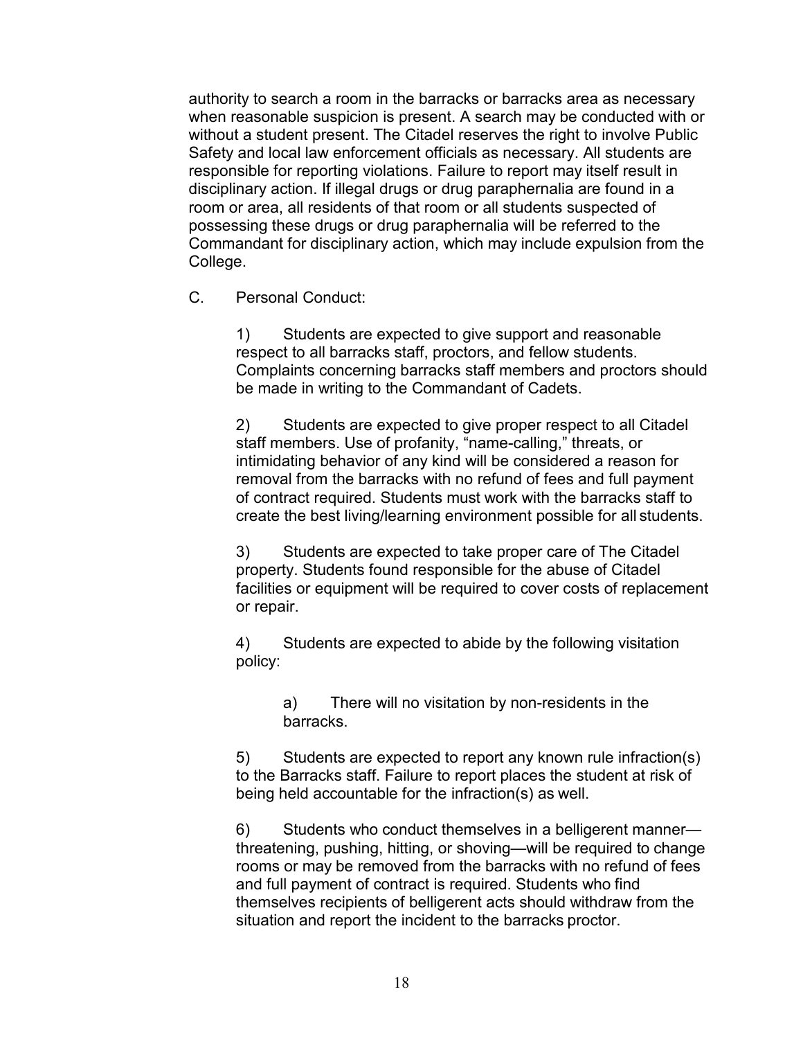authority to search a room in the barracks or barracks area as necessary when reasonable suspicion is present. A search may be conducted with or without a student present. The Citadel reserves the right to involve Public Safety and local law enforcement officials as necessary. All students are responsible for reporting violations. Failure to report may itself result in disciplinary action. If illegal drugs or drug paraphernalia are found in a room or area, all residents of that room or all students suspected of possessing these drugs or drug paraphernalia will be referred to the Commandant for disciplinary action, which may include expulsion from the College.

C. Personal Conduct:

1) Students are expected to give support and reasonable respect to all barracks staff, proctors, and fellow students. Complaints concerning barracks staff members and proctors should be made in writing to the Commandant of Cadets.

2) Students are expected to give proper respect to all Citadel staff members. Use of profanity, "name-calling," threats, or intimidating behavior of any kind will be considered a reason for removal from the barracks with no refund of fees and full payment of contract required. Students must work with the barracks staff to create the best living/learning environment possible for all students.

3) Students are expected to take proper care of The Citadel property. Students found responsible for the abuse of Citadel facilities or equipment will be required to cover costs of replacement or repair.

4) Students are expected to abide by the following visitation policy:

a) There will no visitation by non-residents in the barracks.

5) Students are expected to report any known rule infraction(s) to the Barracks staff. Failure to report places the student at risk of being held accountable for the infraction(s) as well.

6) Students who conduct themselves in a belligerent manner—threatening, pushing, hitting, or shoving—will be required to change rooms or may be removed from the barracks with no refund of fees and full payment of contract is required. Students who find themselves recipients of belligerent acts should withdraw from the situation and report the incident to the barracks proctor.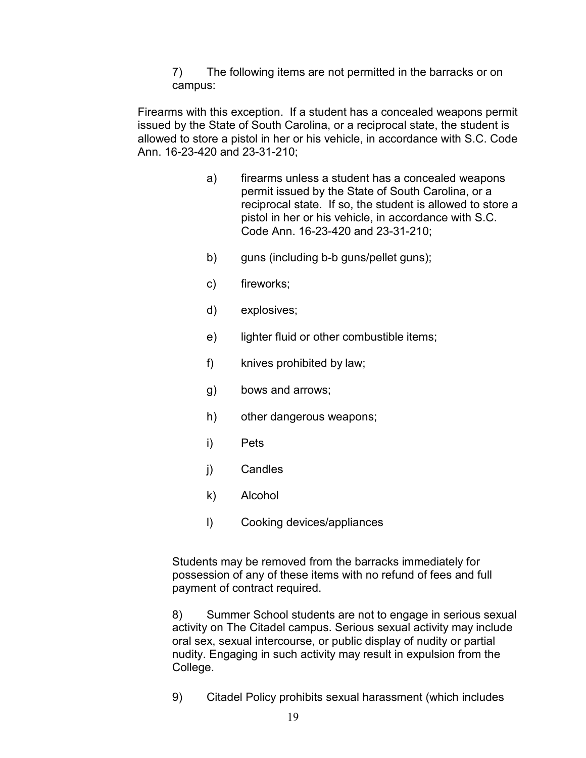7) The following items are not permitted in the barracks or on campus:

Firearms with this exception. If a student has a concealed weapons permit issued by the State of South Carolina, or a reciprocal state, the student is allowed to store a pistol in her or his vehicle, in accordance with S.C. Code Ann. 16-23-420 and 23-31-210;

a) firearms unless a student has a concealed weapons permit issued by the State of South Carolina, or a reciprocal state. If so, the student is allowed to store a pistol in her or his vehicle, in accordance with S.C. Code Ann. 16-23-420 and 23-31-210;

b) guns (including b-b guns/pellet guns);

c) fireworks;

d) explosives;

e) lighter fluid or other combustible items;

f) knives prohibited by law;

g) bows and arrows;

h) other dangerous weapons;

i) Pets

j) Candles

k) Alcohol

l) Cooking devices/appliances

Students may be removed from the barracks immediately for possession of any of these items with no refund of fees and full payment of contract required.

8) Summer School students are not to engage in serious sexual activity on The Citadel campus. Serious sexual activity may include oral sex, sexual intercourse, or public display of nudity or partial nudity. Engaging in such activity may result in expulsion from the College.

9) Citadel Policy prohibits sexual harassment (which includes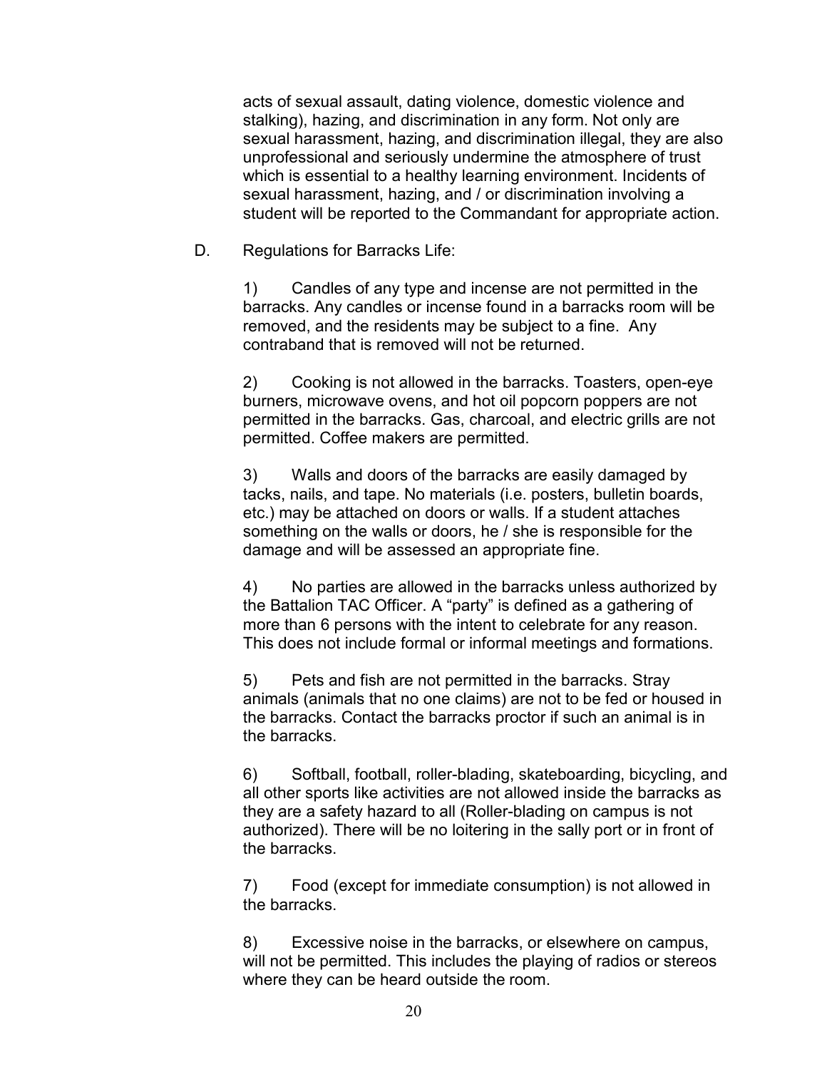acts of sexual assault, dating violence, domestic violence and stalking), hazing, and discrimination in any form. Not only are sexual harassment, hazing, and discrimination illegal, they are also unprofessional and seriously undermine the atmosphere of trust which is essential to a healthy learning environment. Incidents of sexual harassment, hazing, and / or discrimination involving a student will be reported to the Commandant for appropriate action.

D. Regulations for Barracks Life:

1) Candles of any type and incense are not permitted in the barracks. Any candles or incense found in a barracks room will be removed, and the residents may be subject to a fine. Any contraband that is removed will not be returned.

2) Cooking is not allowed in the barracks. Toasters, open-eye burners, microwave ovens, and hot oil popcorn poppers are not permitted in the barracks. Gas, charcoal, and electric grills are not permitted. Coffee makers are permitted.

3) Walls and doors of the barracks are easily damaged by tacks, nails, and tape. No materials (i.e. posters, bulletin boards, etc.) may be attached on doors or walls. If a student attaches something on the walls or doors, he / she is responsible for the damage and will be assessed an appropriate fine.

4) No parties are allowed in the barracks unless authorized by the Battalion TAC Officer. A "party" is defined as a gathering of more than 6 persons with the intent to celebrate for any reason. This does not include formal or informal meetings and formations.

5) Pets and fish are not permitted in the barracks. Stray animals (animals that no one claims) are not to be fed or housed in the barracks. Contact the barracks proctor if such an animal is in the barracks.

6) Softball, football, roller-blading, skateboarding, bicycling, and all other sports like activities are not allowed inside the barracks as they are a safety hazard to all (Roller-blading on campus is not authorized). There will be no loitering in the sally port or in front of the barracks.

7) Food (except for immediate consumption) is not allowed in the barracks.

8) Excessive noise in the barracks, or elsewhere on campus, will not be permitted. This includes the playing of radios or stereos where they can be heard outside the room.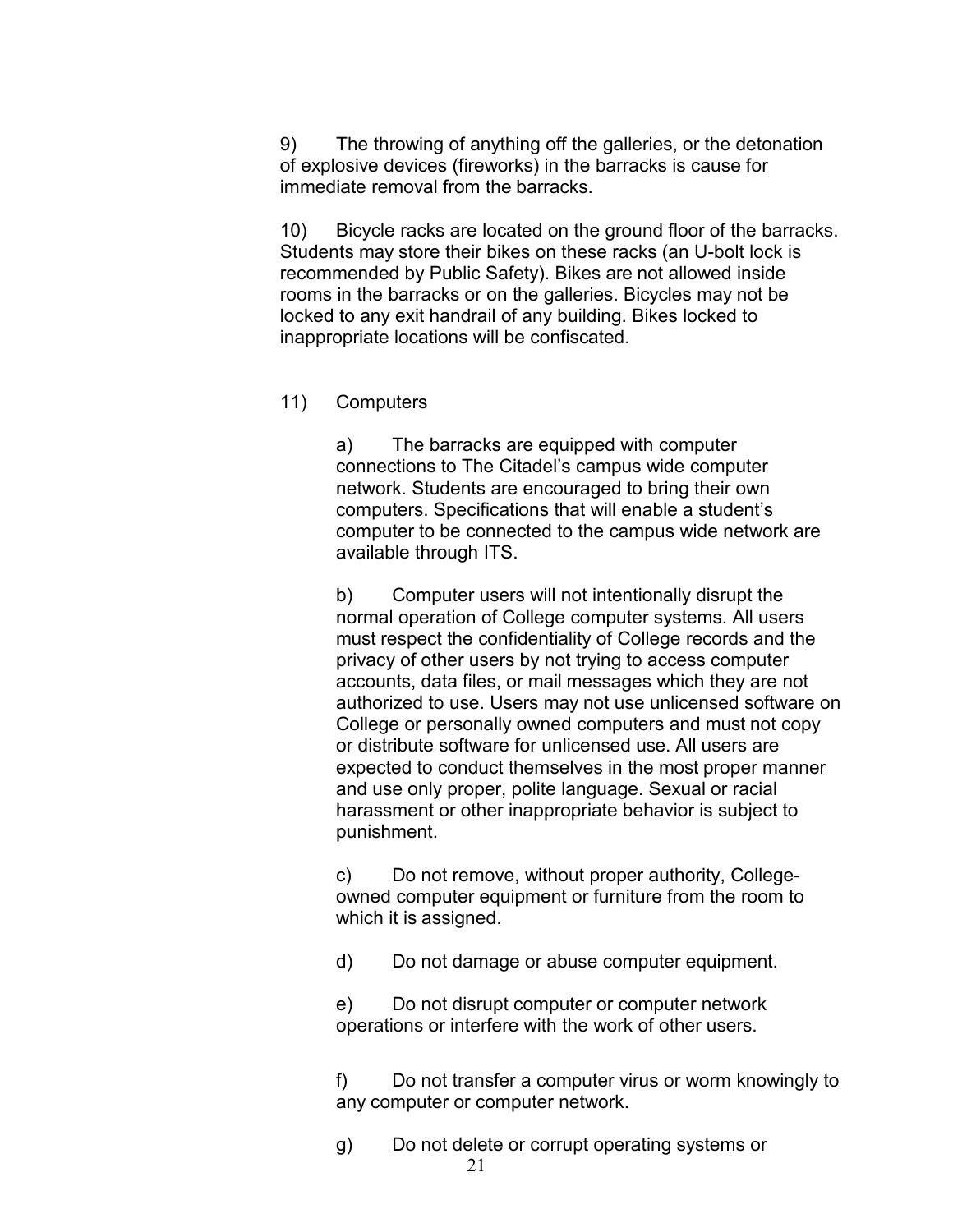9) The throwing of anything off the galleries, or the detonation of explosive devices (fireworks) in the barracks is cause for immediate removal from the barracks.

10) Bicycle racks are located on the ground floor of the barracks. Students may store their bikes on these racks (an U-bolt lock is recommended by Public Safety). Bikes are not allowed inside rooms in the barracks or on the galleries. Bicycles may not be locked to any exit handrail of any building. Bikes locked to inappropriate locations will be confiscated.

11) Computers

a) The barracks are equipped with computer connections to The Citadel's campus wide computer network. Students are encouraged to bring their own computers. Specifications that will enable a student's computer to be connected to the campus wide network are available through ITS.

b) Computer users will not intentionally disrupt the normal operation of College computer systems. All users must respect the confidentiality of College records and the privacy of other users by not trying to access computer accounts, data files, or mail messages which they are not authorized to use. Users may not use unlicensed software on College or personally owned computers and must not copy or distribute software for unlicensed use. All users are expected to conduct themselves in the most proper manner and use only proper, polite language. Sexual or racial harassment or other inappropriate behavior is subject to punishment.

c) Do not remove, without proper authority, College-owned computer equipment or furniture from the room to which it is assigned.

d) Do not damage or abuse computer equipment.

e) Do not disrupt computer or computer network operations or interfere with the work of other users.

f) Do not transfer a computer virus or worm knowingly to any computer or computer network.

g) Do not delete or corrupt operating systems or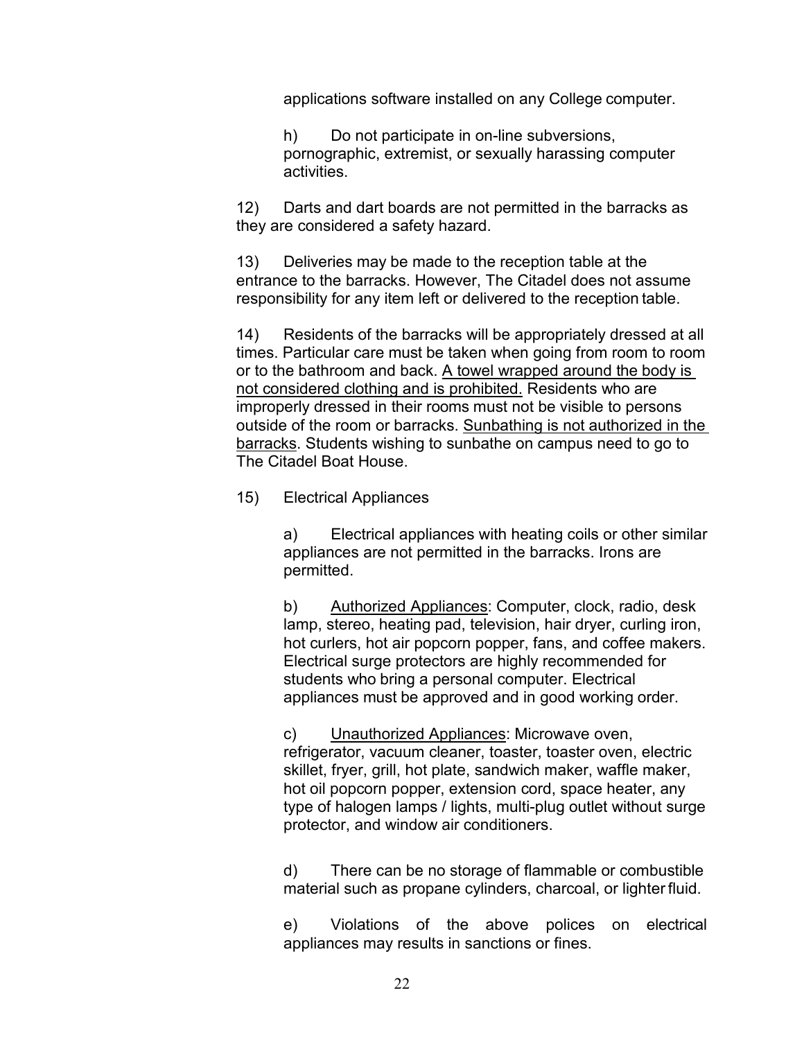applications software installed on any College computer.

h) Do not participate in on-line subversions, pornographic, extremist, or sexually harassing computer activities.

12) Darts and dart boards are not permitted in the barracks as they are considered a safety hazard.

13) Deliveries may be made to the reception table at the entrance to the barracks. However, The Citadel does not assume responsibility for any item left or delivered to the reception table.

14) Residents of the barracks will be appropriately dressed at all times. Particular care must be taken when going from room to room or to the bathroom and back. <u>A towel wrapped around the body is not considered clothing and is prohibited.</u> Residents who are improperly dressed in their rooms must not be visible to persons outside of the room or barracks. <u>Sunbathing is not authorized in the barracks</u>. Students wishing to sunbathe on campus need to go to The Citadel Boat House.

15) Electrical Appliances

a) Electrical appliances with heating coils or other similar appliances are not permitted in the barracks. Irons are permitted.

b) <u>Authorized Appliances</u>: Computer, clock, radio, desk lamp, stereo, heating pad, television, hair dryer, curling iron, hot curlers, hot air popcorn popper, fans, and coffee makers. Electrical surge protectors are highly recommended for students who bring a personal computer. Electrical appliances must be approved and in good working order.

c) <u>Unauthorized Appliances</u>: Microwave oven, refrigerator, vacuum cleaner, toaster, toaster oven, electric skillet, fryer, grill, hot plate, sandwich maker, waffle maker, hot oil popcorn popper, extension cord, space heater, any type of halogen lamps / lights, multi-plug outlet without surge protector, and window air conditioners.

d) There can be no storage of flammable or combustible material such as propane cylinders, charcoal, or lighter fluid.

e) Violations of the above polices on electrical appliances may results in sanctions or fines.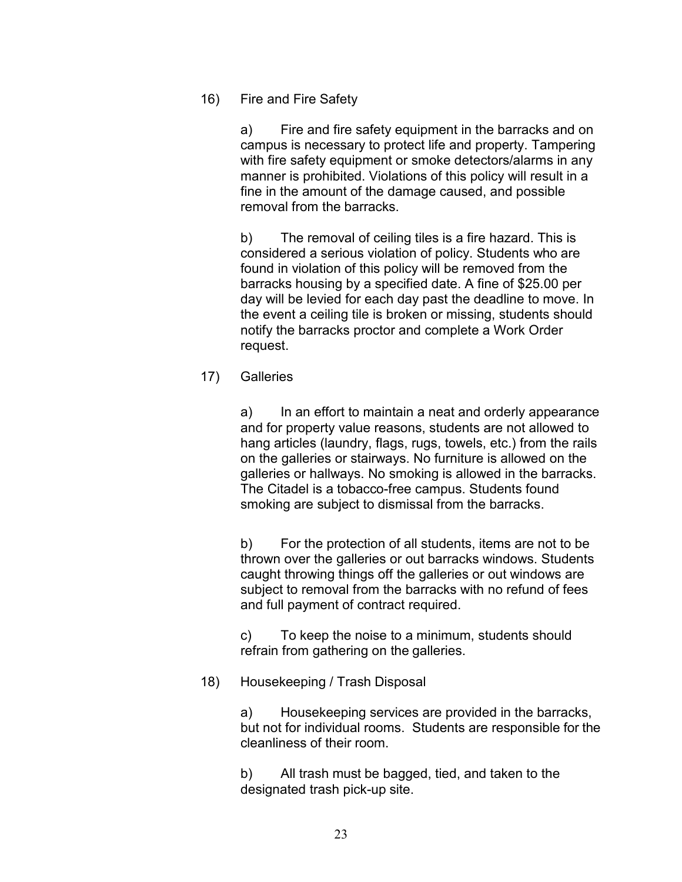16) Fire and Fire Safety

a) Fire and fire safety equipment in the barracks and on campus is necessary to protect life and property. Tampering with fire safety equipment or smoke detectors/alarms in any manner is prohibited. Violations of this policy will result in a fine in the amount of the damage caused, and possible removal from the barracks.

b) The removal of ceiling tiles is a fire hazard. This is considered a serious violation of policy. Students who are found in violation of this policy will be removed from the barracks housing by a specified date. A fine of $25.00 per day will be levied for each day past the deadline to move. In the event a ceiling tile is broken or missing, students should notify the barracks proctor and complete a Work Order request.

17) Galleries

a) In an effort to maintain a neat and orderly appearance and for property value reasons, students are not allowed to hang articles (laundry, flags, rugs, towels, etc.) from the rails on the galleries or stairways. No furniture is allowed on the galleries or hallways. No smoking is allowed in the barracks. The Citadel is a tobacco-free campus. Students found smoking are subject to dismissal from the barracks.

b) For the protection of all students, items are not to be thrown over the galleries or out barracks windows. Students caught throwing things off the galleries or out windows are subject to removal from the barracks with no refund of fees and full payment of contract required.

c) To keep the noise to a minimum, students should refrain from gathering on the galleries.

18) Housekeeping / Trash Disposal

a) Housekeeping services are provided in the barracks, but not for individual rooms. Students are responsible for the cleanliness of their room.

b) All trash must be bagged, tied, and taken to the designated trash pick-up site.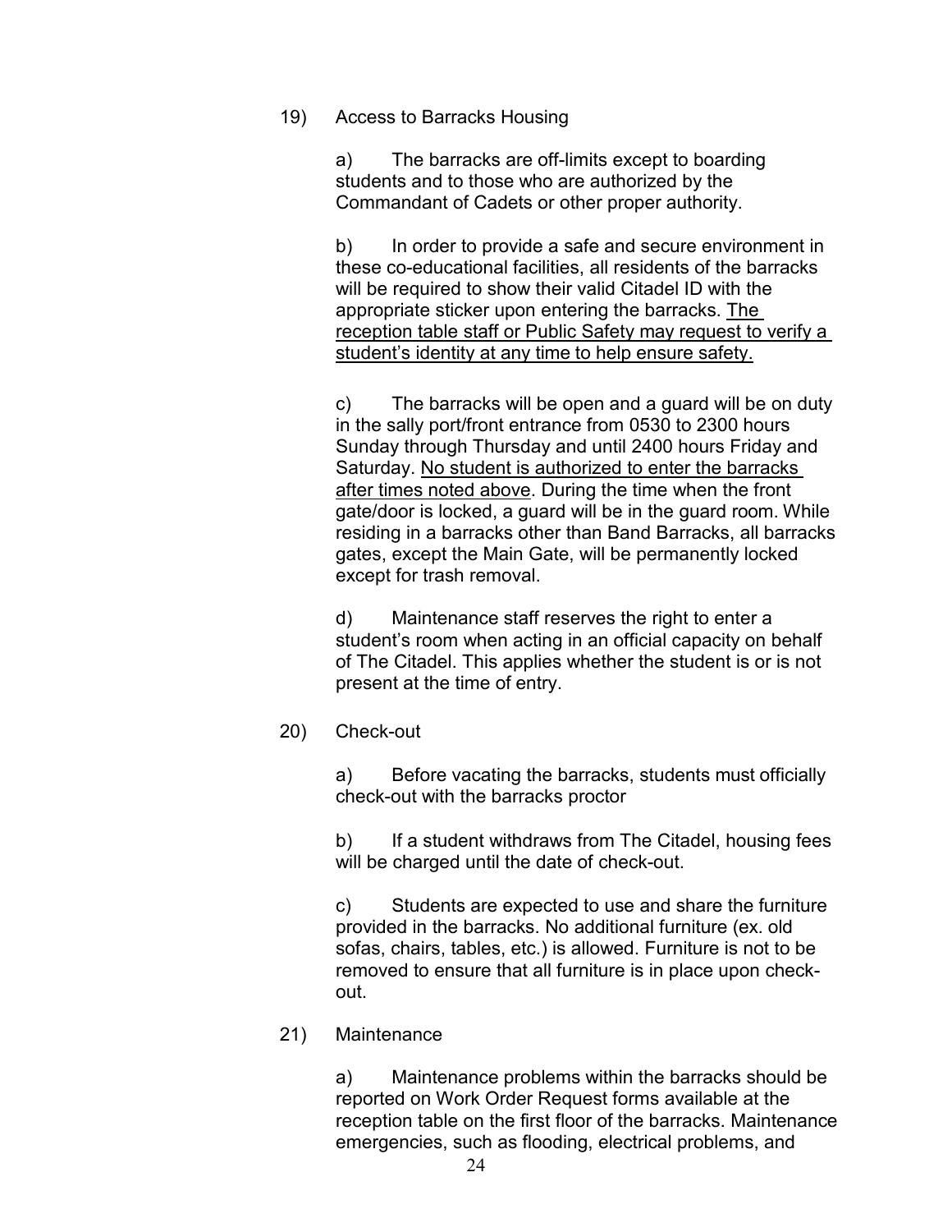19) Access to Barracks Housing

a) The barracks are off-limits except to boarding students and to those who are authorized by the Commandant of Cadets or other proper authority.

b) In order to provide a safe and secure environment in these co-educational facilities, all residents of the barracks will be required to show their valid Citadel ID with the appropriate sticker upon entering the barracks. <u>The reception table staff or Public Safety may request to verify a student's identity at any time to help ensure safety.</u>

c) The barracks will be open and a guard will be on duty in the sally port/front entrance from 0530 to 2300 hours Sunday through Thursday and until 2400 hours Friday and Saturday. <u>No student is authorized to enter the barracks after times noted above</u>. During the time when the front gate/door is locked, a guard will be in the guard room. While residing in a barracks other than Band Barracks, all barracks gates, except the Main Gate, will be permanently locked except for trash removal.

d) Maintenance staff reserves the right to enter a student's room when acting in an official capacity on behalf of The Citadel. This applies whether the student is or is not present at the time of entry.

20) Check-out

a) Before vacating the barracks, students must officially check-out with the barracks proctor

b) If a student withdraws from The Citadel, housing fees will be charged until the date of check-out.

c) Students are expected to use and share the furniture provided in the barracks. No additional furniture (ex. old sofas, chairs, tables, etc.) is allowed. Furniture is not to be removed to ensure that all furniture is in place upon check-out.

21) Maintenance

a) Maintenance problems within the barracks should be reported on Work Order Request forms available at the reception table on the first floor of the barracks. Maintenance emergencies, such as flooding, electrical problems, and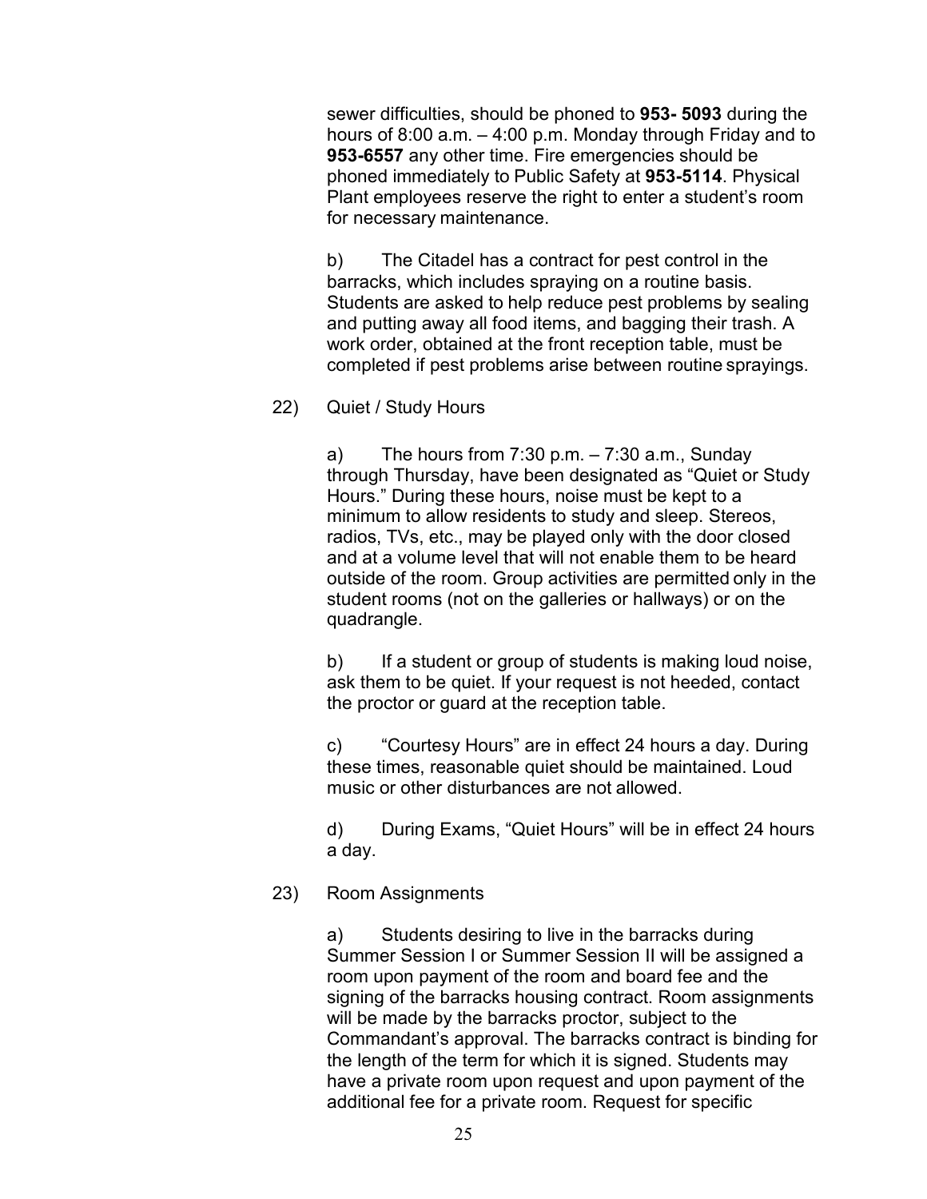sewer difficulties, should be phoned to **953- 5093** during the hours of 8:00 a.m. – 4:00 p.m. Monday through Friday and to **953-6557** any other time. Fire emergencies should be phoned immediately to Public Safety at **953-5114**. Physical Plant employees reserve the right to enter a student's room for necessary maintenance.

b) The Citadel has a contract for pest control in the barracks, which includes spraying on a routine basis. Students are asked to help reduce pest problems by sealing and putting away all food items, and bagging their trash. A work order, obtained at the front reception table, must be completed if pest problems arise between routine sprayings.

22) Quiet / Study Hours

a) The hours from 7:30 p.m. – 7:30 a.m., Sunday through Thursday, have been designated as "Quiet or Study Hours." During these hours, noise must be kept to a minimum to allow residents to study and sleep. Stereos, radios, TVs, etc., may be played only with the door closed and at a volume level that will not enable them to be heard outside of the room. Group activities are permitted only in the student rooms (not on the galleries or hallways) or on the quadrangle.

b) If a student or group of students is making loud noise, ask them to be quiet. If your request is not heeded, contact the proctor or guard at the reception table.

c) "Courtesy Hours" are in effect 24 hours a day. During these times, reasonable quiet should be maintained. Loud music or other disturbances are not allowed.

d) During Exams, "Quiet Hours" will be in effect 24 hours a day.

23) Room Assignments

a) Students desiring to live in the barracks during Summer Session I or Summer Session II will be assigned a room upon payment of the room and board fee and the signing of the barracks housing contract. Room assignments will be made by the barracks proctor, subject to the Commandant's approval. The barracks contract is binding for the length of the term for which it is signed. Students may have a private room upon request and upon payment of the additional fee for a private room. Request for specific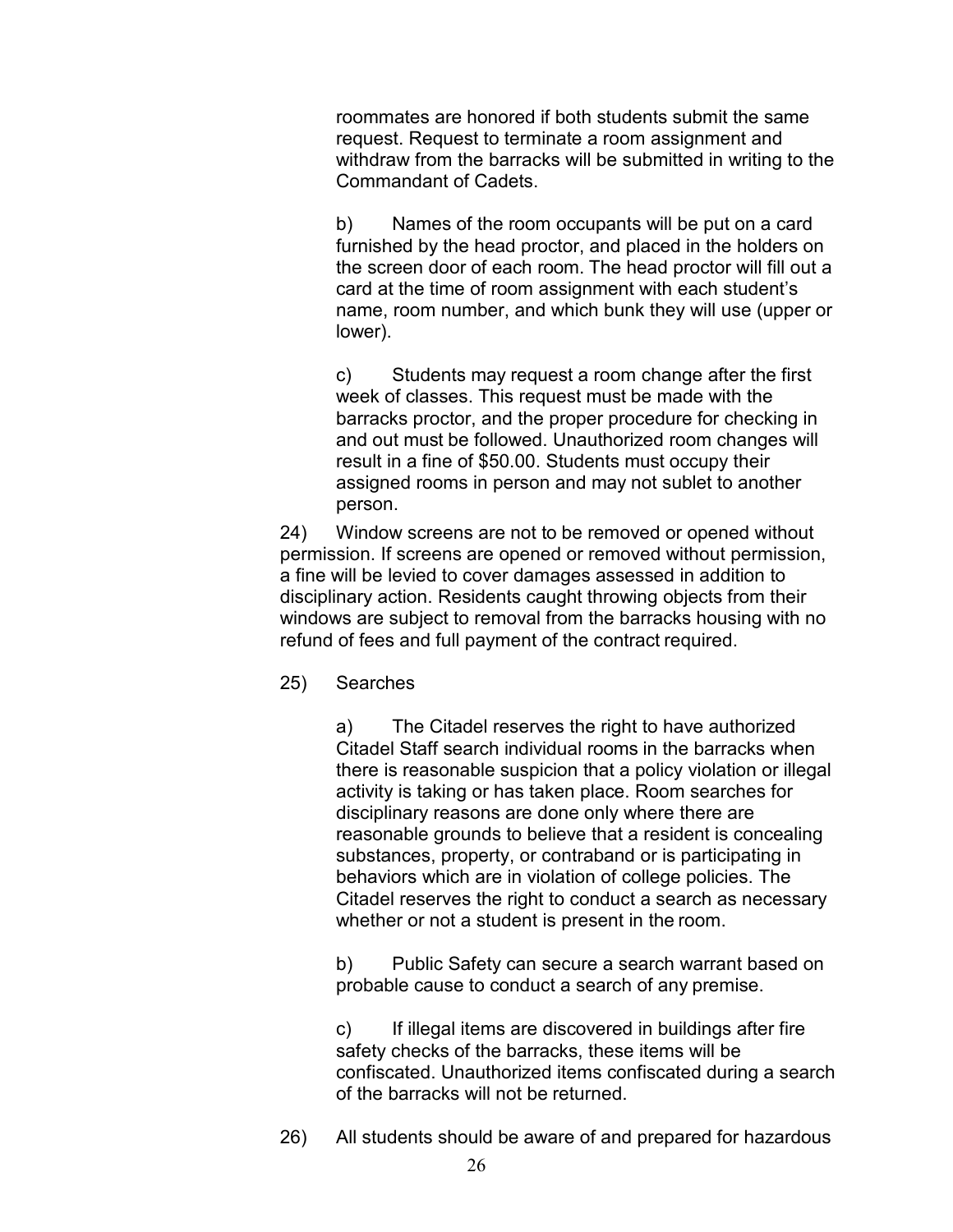roommates are honored if both students submit the same request. Request to terminate a room assignment and withdraw from the barracks will be submitted in writing to the Commandant of Cadets.

b) Names of the room occupants will be put on a card furnished by the head proctor, and placed in the holders on the screen door of each room. The head proctor will fill out a card at the time of room assignment with each student's name, room number, and which bunk they will use (upper or lower).

c) Students may request a room change after the first week of classes. This request must be made with the barracks proctor, and the proper procedure for checking in and out must be followed. Unauthorized room changes will result in a fine of $50.00. Students must occupy their assigned rooms in person and may not sublet to another person.

24) Window screens are not to be removed or opened without permission. If screens are opened or removed without permission, a fine will be levied to cover damages assessed in addition to disciplinary action. Residents caught throwing objects from their windows are subject to removal from the barracks housing with no refund of fees and full payment of the contract required.

25) Searches

a) The Citadel reserves the right to have authorized Citadel Staff search individual rooms in the barracks when there is reasonable suspicion that a policy violation or illegal activity is taking or has taken place. Room searches for disciplinary reasons are done only where there are reasonable grounds to believe that a resident is concealing substances, property, or contraband or is participating in behaviors which are in violation of college policies. The Citadel reserves the right to conduct a search as necessary whether or not a student is present in the room.

b) Public Safety can secure a search warrant based on probable cause to conduct a search of any premise.

c) If illegal items are discovered in buildings after fire safety checks of the barracks, these items will be confiscated. Unauthorized items confiscated during a search of the barracks will not be returned.

26) All students should be aware of and prepared for hazardous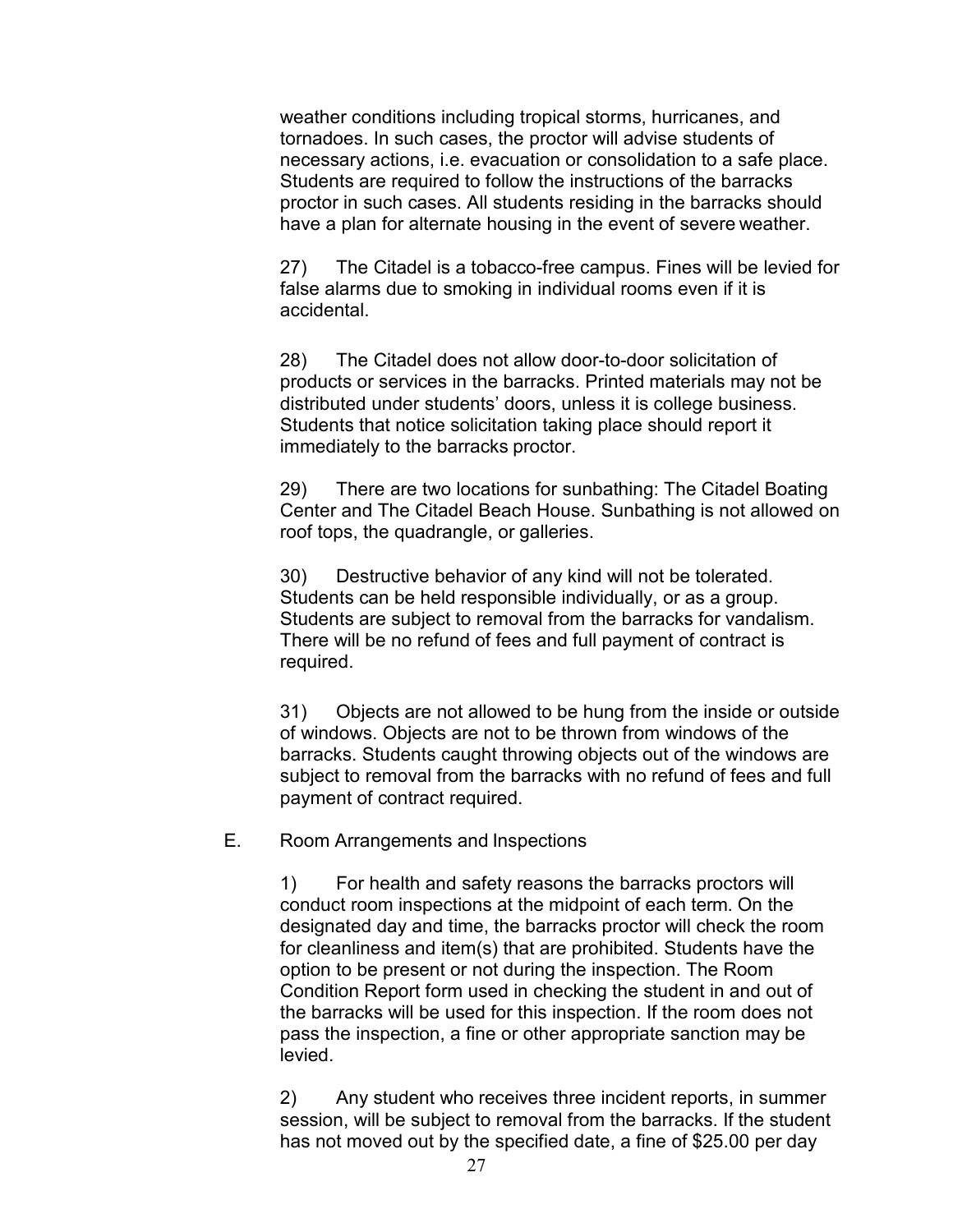weather conditions including tropical storms, hurricanes, and tornadoes. In such cases, the proctor will advise students of necessary actions, i.e. evacuation or consolidation to a safe place. Students are required to follow the instructions of the barracks proctor in such cases. All students residing in the barracks should have a plan for alternate housing in the event of severe weather.

27) The Citadel is a tobacco-free campus. Fines will be levied for false alarms due to smoking in individual rooms even if it is accidental.

28) The Citadel does not allow door-to-door solicitation of products or services in the barracks. Printed materials may not be distributed under students' doors, unless it is college business. Students that notice solicitation taking place should report it immediately to the barracks proctor.

29) There are two locations for sunbathing: The Citadel Boating Center and The Citadel Beach House. Sunbathing is not allowed on roof tops, the quadrangle, or galleries.

30) Destructive behavior of any kind will not be tolerated. Students can be held responsible individually, or as a group. Students are subject to removal from the barracks for vandalism. There will be no refund of fees and full payment of contract is required.

31) Objects are not allowed to be hung from the inside or outside of windows. Objects are not to be thrown from windows of the barracks. Students caught throwing objects out of the windows are subject to removal from the barracks with no refund of fees and full payment of contract required.

E. Room Arrangements and Inspections

1) For health and safety reasons the barracks proctors will conduct room inspections at the midpoint of each term. On the designated day and time, the barracks proctor will check the room for cleanliness and item(s) that are prohibited. Students have the option to be present or not during the inspection. The Room Condition Report form used in checking the student in and out of the barracks will be used for this inspection. If the room does not pass the inspection, a fine or other appropriate sanction may be levied.

2) Any student who receives three incident reports, in summer session, will be subject to removal from the barracks. If the student has not moved out by the specified date, a fine of $25.00 per day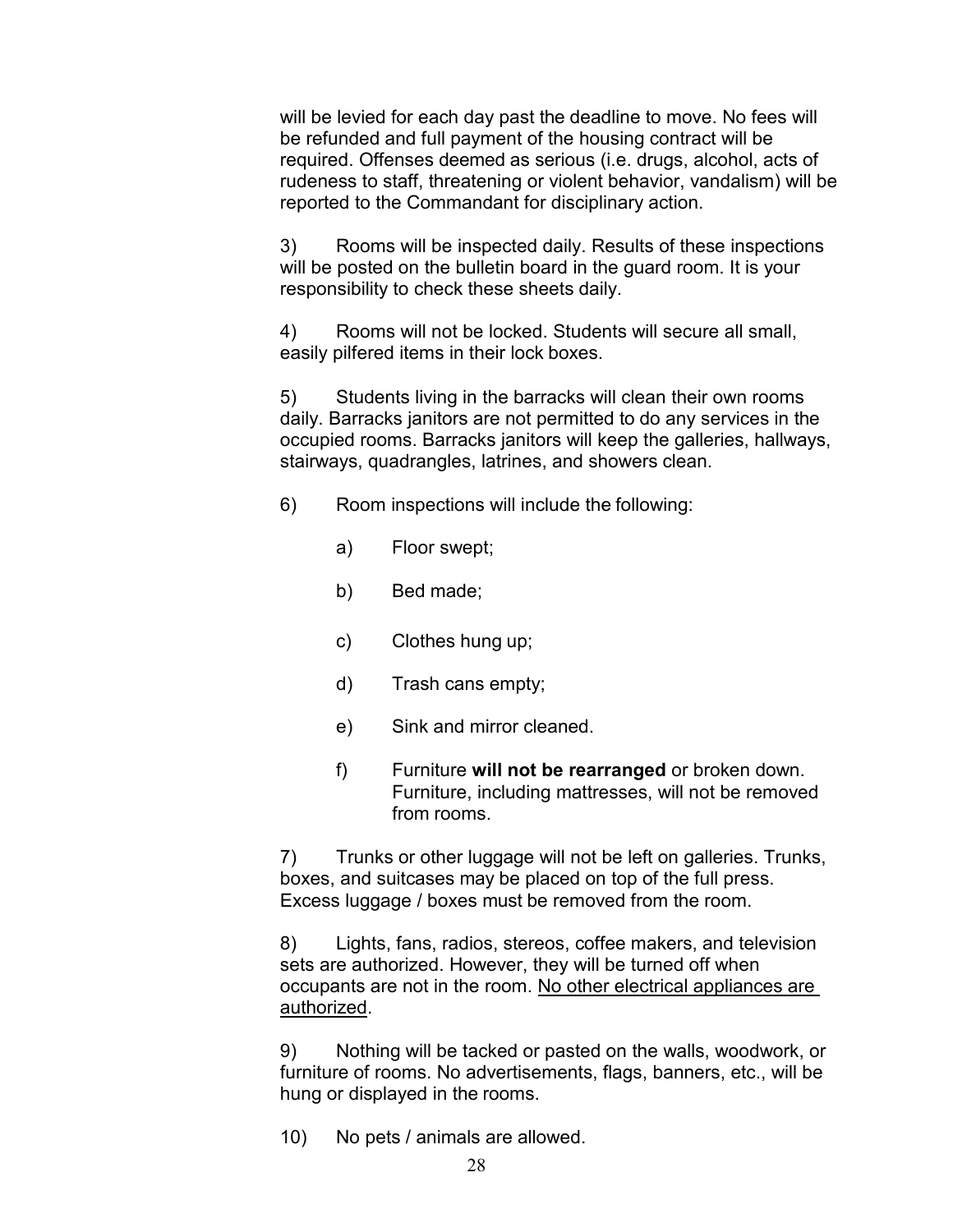will be levied for each day past the deadline to move. No fees will be refunded and full payment of the housing contract will be required. Offenses deemed as serious (i.e. drugs, alcohol, acts of rudeness to staff, threatening or violent behavior, vandalism) will be reported to the Commandant for disciplinary action.

3) Rooms will be inspected daily. Results of these inspections will be posted on the bulletin board in the guard room. It is your responsibility to check these sheets daily.

4) Rooms will not be locked. Students will secure all small, easily pilfered items in their lock boxes.

5) Students living in the barracks will clean their own rooms daily. Barracks janitors are not permitted to do any services in the occupied rooms. Barracks janitors will keep the galleries, hallways, stairways, quadrangles, latrines, and showers clean.

6) Room inspections will include the following:

   a) Floor swept;

   b) Bed made;

   c) Clothes hung up;

   d) Trash cans empty;

   e) Sink and mirror cleaned.

   f) Furniture **will not be rearranged** or broken down. Furniture, including mattresses, will not be removed from rooms.

7) Trunks or other luggage will not be left on galleries. Trunks, boxes, and suitcases may be placed on top of the full press. Excess luggage / boxes must be removed from the room.

8) Lights, fans, radios, stereos, coffee makers, and television sets are authorized. However, they will be turned off when occupants are not in the room. <u>No other electrical appliances are authorized</u>.

9) Nothing will be tacked or pasted on the walls, woodwork, or furniture of rooms. No advertisements, flags, banners, etc., will be hung or displayed in the rooms.

10) No pets / animals are allowed.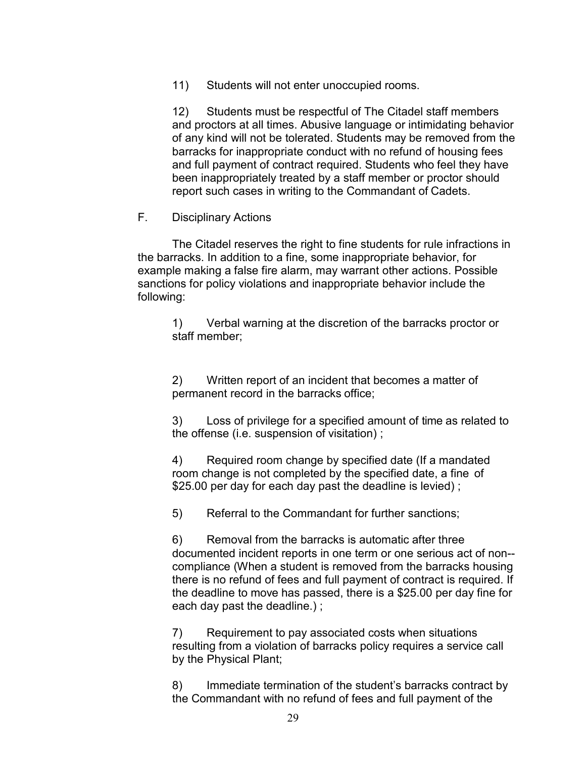11) Students will not enter unoccupied rooms.

12) Students must be respectful of The Citadel staff members and proctors at all times. Abusive language or intimidating behavior of any kind will not be tolerated. Students may be removed from the barracks for inappropriate conduct with no refund of housing fees and full payment of contract required. Students who feel they have been inappropriately treated by a staff member or proctor should report such cases in writing to the Commandant of Cadets.

F. Disciplinary Actions

The Citadel reserves the right to fine students for rule infractions in the barracks. In addition to a fine, some inappropriate behavior, for example making a false fire alarm, may warrant other actions. Possible sanctions for policy violations and inappropriate behavior include the following:

1) Verbal warning at the discretion of the barracks proctor or staff member;

2) Written report of an incident that becomes a matter of permanent record in the barracks office;

3) Loss of privilege for a specified amount of time as related to the offense (i.e. suspension of visitation) ;

4) Required room change by specified date (If a mandated room change is not completed by the specified date, a fine of $25.00 per day for each day past the deadline is levied) ;

5) Referral to the Commandant for further sanctions;

6) Removal from the barracks is automatic after three documented incident reports in one term or one serious act of non--compliance (When a student is removed from the barracks housing there is no refund of fees and full payment of contract is required. If the deadline to move has passed, there is a $25.00 per day fine for each day past the deadline.) ;

7) Requirement to pay associated costs when situations resulting from a violation of barracks policy requires a service call by the Physical Plant;

8) Immediate termination of the student's barracks contract by the Commandant with no refund of fees and full payment of the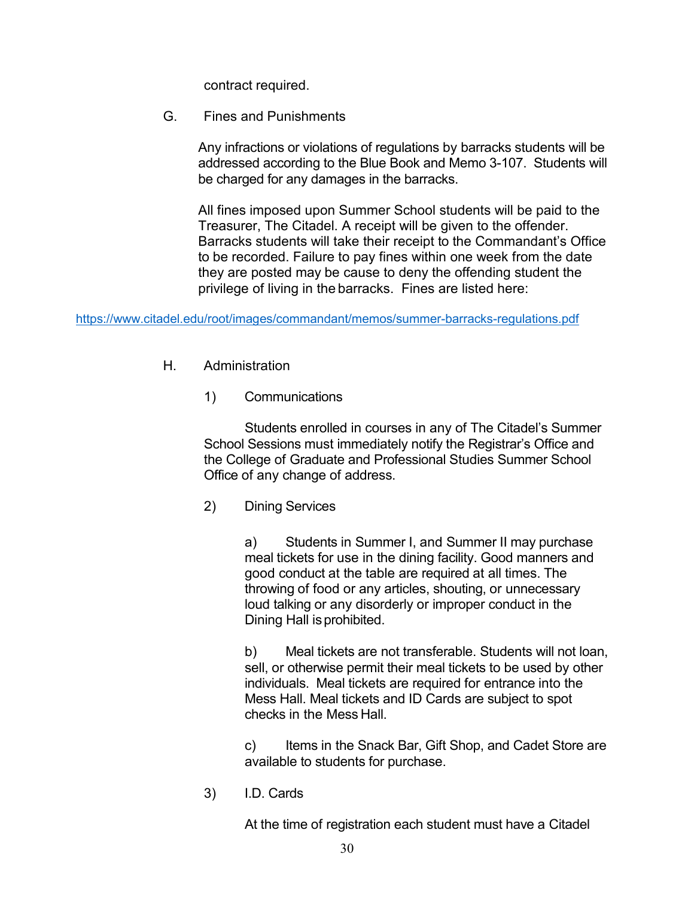contract required.

G. Fines and Punishments

Any infractions or violations of regulations by barracks students will be addressed according to the Blue Book and Memo 3-107. Students will be charged for any damages in the barracks.

All fines imposed upon Summer School students will be paid to the Treasurer, The Citadel. A receipt will be given to the offender. Barracks students will take their receipt to the Commandant's Office to be recorded. Failure to pay fines within one week from the date they are posted may be cause to deny the offending student the privilege of living in the barracks. Fines are listed here:

https://www.citadel.edu/root/images/commandant/memos/summer-barracks-regulations.pdf

H. Administration

1) Communications

Students enrolled in courses in any of The Citadel's Summer School Sessions must immediately notify the Registrar's Office and the College of Graduate and Professional Studies Summer School Office of any change of address.

2) Dining Services

a) Students in Summer I, and Summer II may purchase meal tickets for use in the dining facility. Good manners and good conduct at the table are required at all times. The throwing of food or any articles, shouting, or unnecessary loud talking or any disorderly or improper conduct in the Dining Hall is prohibited.

b) Meal tickets are not transferable. Students will not loan, sell, or otherwise permit their meal tickets to be used by other individuals. Meal tickets are required for entrance into the Mess Hall. Meal tickets and ID Cards are subject to spot checks in the Mess Hall.

c) Items in the Snack Bar, Gift Shop, and Cadet Store are available to students for purchase.

3) I.D. Cards

At the time of registration each student must have a Citadel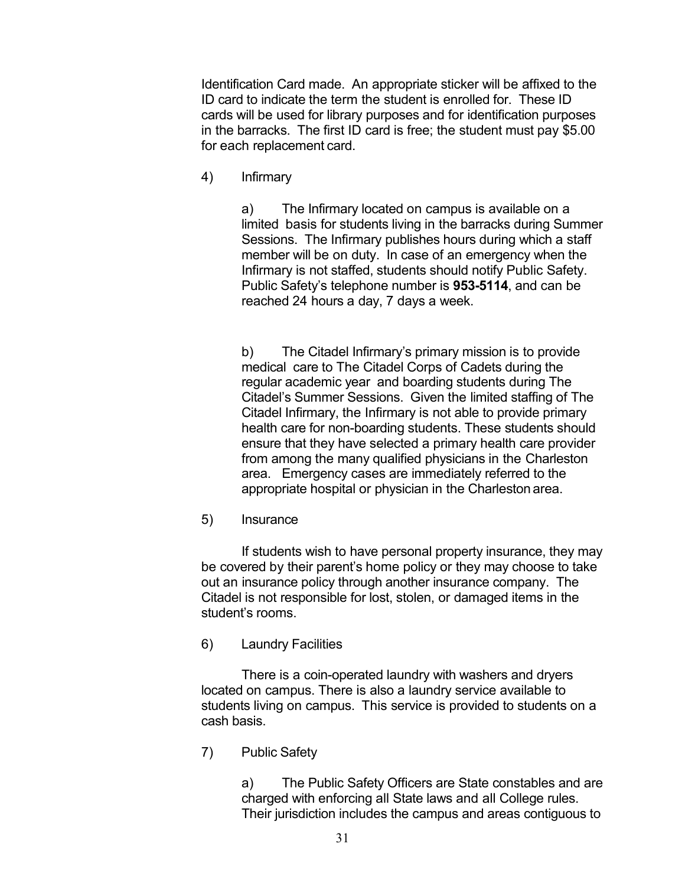Identification Card made. An appropriate sticker will be affixed to the ID card to indicate the term the student is enrolled for. These ID cards will be used for library purposes and for identification purposes in the barracks. The first ID card is free; the student must pay $5.00 for each replacement card.

4) Infirmary

a) The Infirmary located on campus is available on a limited basis for students living in the barracks during Summer Sessions. The Infirmary publishes hours during which a staff member will be on duty. In case of an emergency when the Infirmary is not staffed, students should notify Public Safety. Public Safety's telephone number is **953-5114**, and can be reached 24 hours a day, 7 days a week.

b) The Citadel Infirmary's primary mission is to provide medical care to The Citadel Corps of Cadets during the regular academic year and boarding students during The Citadel's Summer Sessions. Given the limited staffing of The Citadel Infirmary, the Infirmary is not able to provide primary health care for non-boarding students. These students should ensure that they have selected a primary health care provider from among the many qualified physicians in the Charleston area. Emergency cases are immediately referred to the appropriate hospital or physician in the Charleston area.

5) Insurance

If students wish to have personal property insurance, they may be covered by their parent's home policy or they may choose to take out an insurance policy through another insurance company. The Citadel is not responsible for lost, stolen, or damaged items in the student's rooms.

6) Laundry Facilities

There is a coin-operated laundry with washers and dryers located on campus. There is also a laundry service available to students living on campus. This service is provided to students on a cash basis.

7) Public Safety

a) The Public Safety Officers are State constables and are charged with enforcing all State laws and all College rules. Their jurisdiction includes the campus and areas contiguous to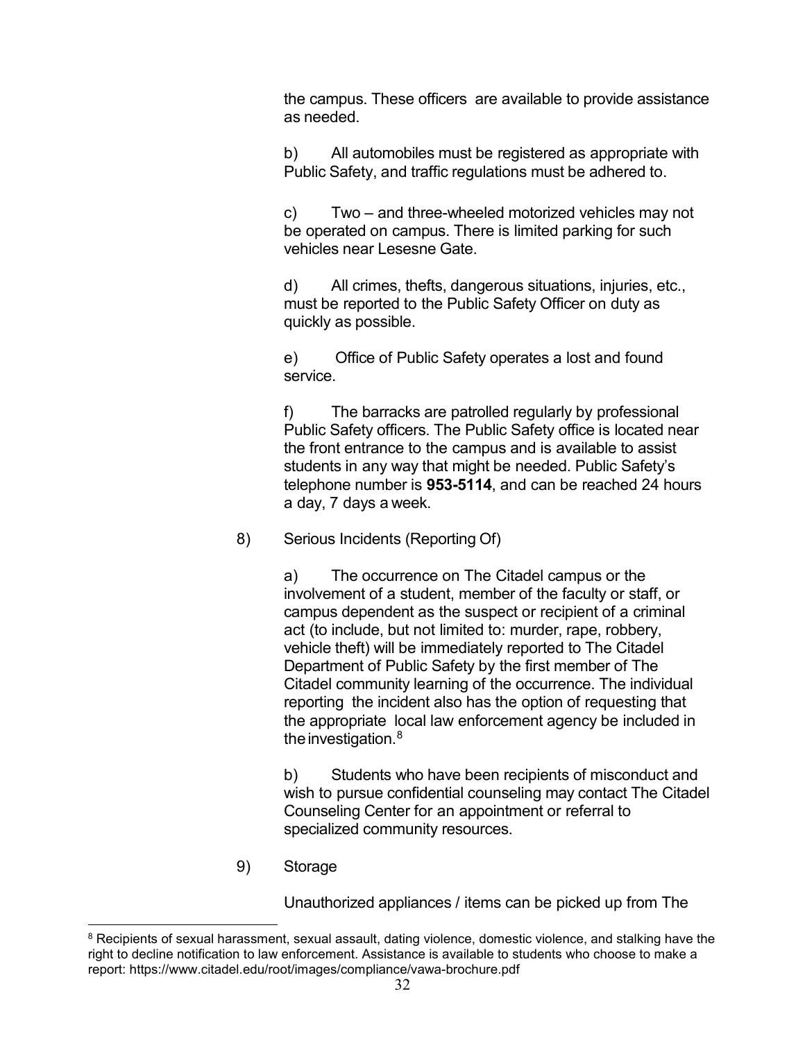the campus. These officers are available to provide assistance as needed.

b) All automobiles must be registered as appropriate with Public Safety, and traffic regulations must be adhered to.

c) Two – and three-wheeled motorized vehicles may not be operated on campus. There is limited parking for such vehicles near Lesesne Gate.

d) All crimes, thefts, dangerous situations, injuries, etc., must be reported to the Public Safety Officer on duty as quickly as possible.

e) Office of Public Safety operates a lost and found service.

f) The barracks are patrolled regularly by professional Public Safety officers. The Public Safety office is located near the front entrance to the campus and is available to assist students in any way that might be needed. Public Safety's telephone number is **953-5114**, and can be reached 24 hours a day, 7 days a week.

8) Serious Incidents (Reporting Of)

a) The occurrence on The Citadel campus or the involvement of a student, member of the faculty or staff, or campus dependent as the suspect or recipient of a criminal act (to include, but not limited to: murder, rape, robbery, vehicle theft) will be immediately reported to The Citadel Department of Public Safety by the first member of The Citadel community learning of the occurrence. The individual reporting the incident also has the option of requesting that the appropriate local law enforcement agency be included in the investigation.[8]

b) Students who have been recipients of misconduct and wish to pursue confidential counseling may contact The Citadel Counseling Center for an appointment or referral to specialized community resources.

9) Storage

Unauthorized appliances / items can be picked up from The

[8] Recipients of sexual harassment, sexual assault, dating violence, domestic violence, and stalking have the right to decline notification to law enforcement. Assistance is available to students who choose to make a report: https://www.citadel.edu/root/images/compliance/vawa-brochure.pdf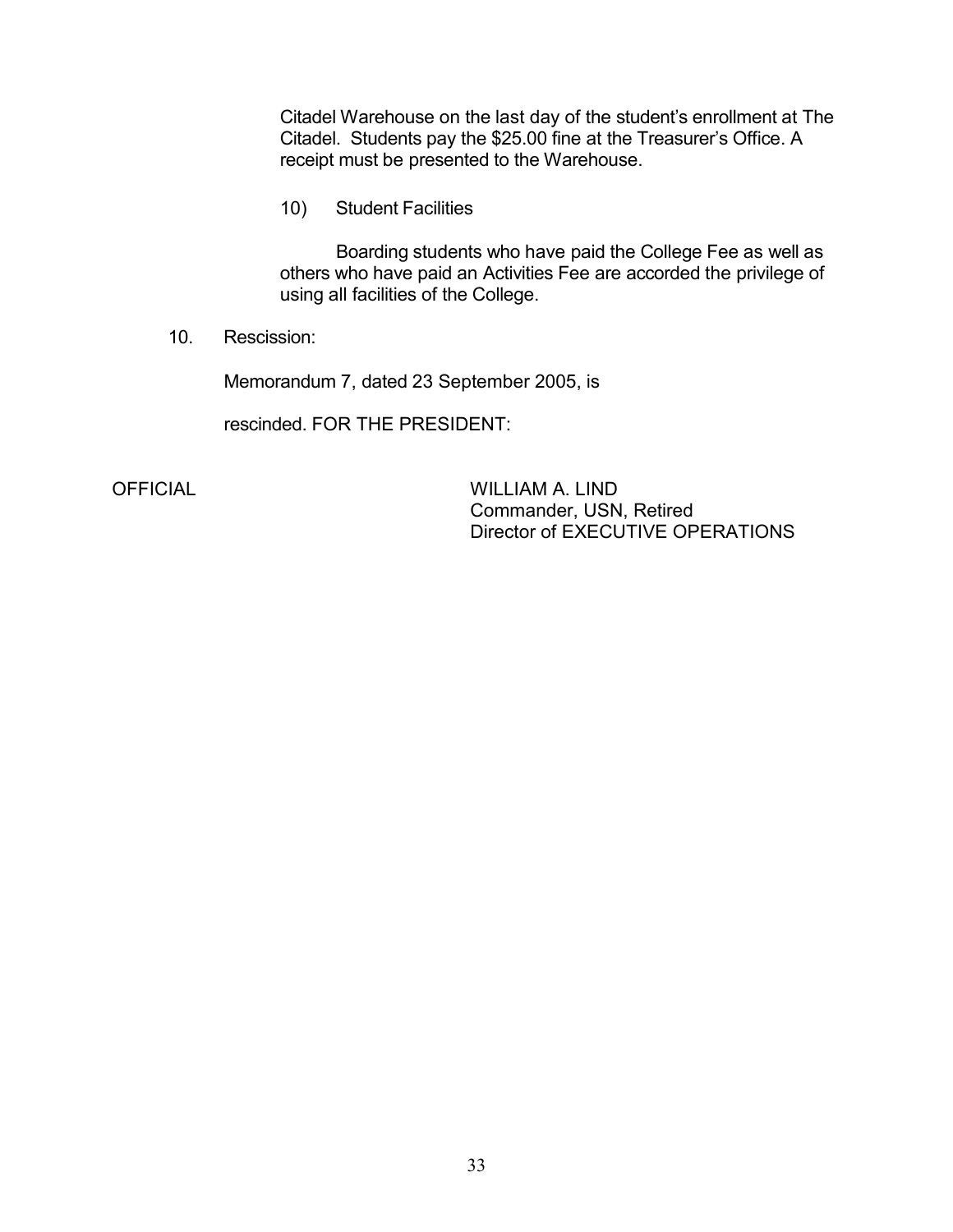Citadel Warehouse on the last day of the student's enrollment at The Citadel. Students pay the $25.00 fine at the Treasurer's Office. A receipt must be presented to the Warehouse.

10) Student Facilities

Boarding students who have paid the College Fee as well as others who have paid an Activities Fee are accorded the privilege of using all facilities of the College.

10. Rescission:

Memorandum 7, dated 23 September 2005, is

rescinded. FOR THE PRESIDENT:

OFFICIAL

WILLIAM A. LIND
Commander, USN, Retired
Director of EXECUTIVE OPERATIONS